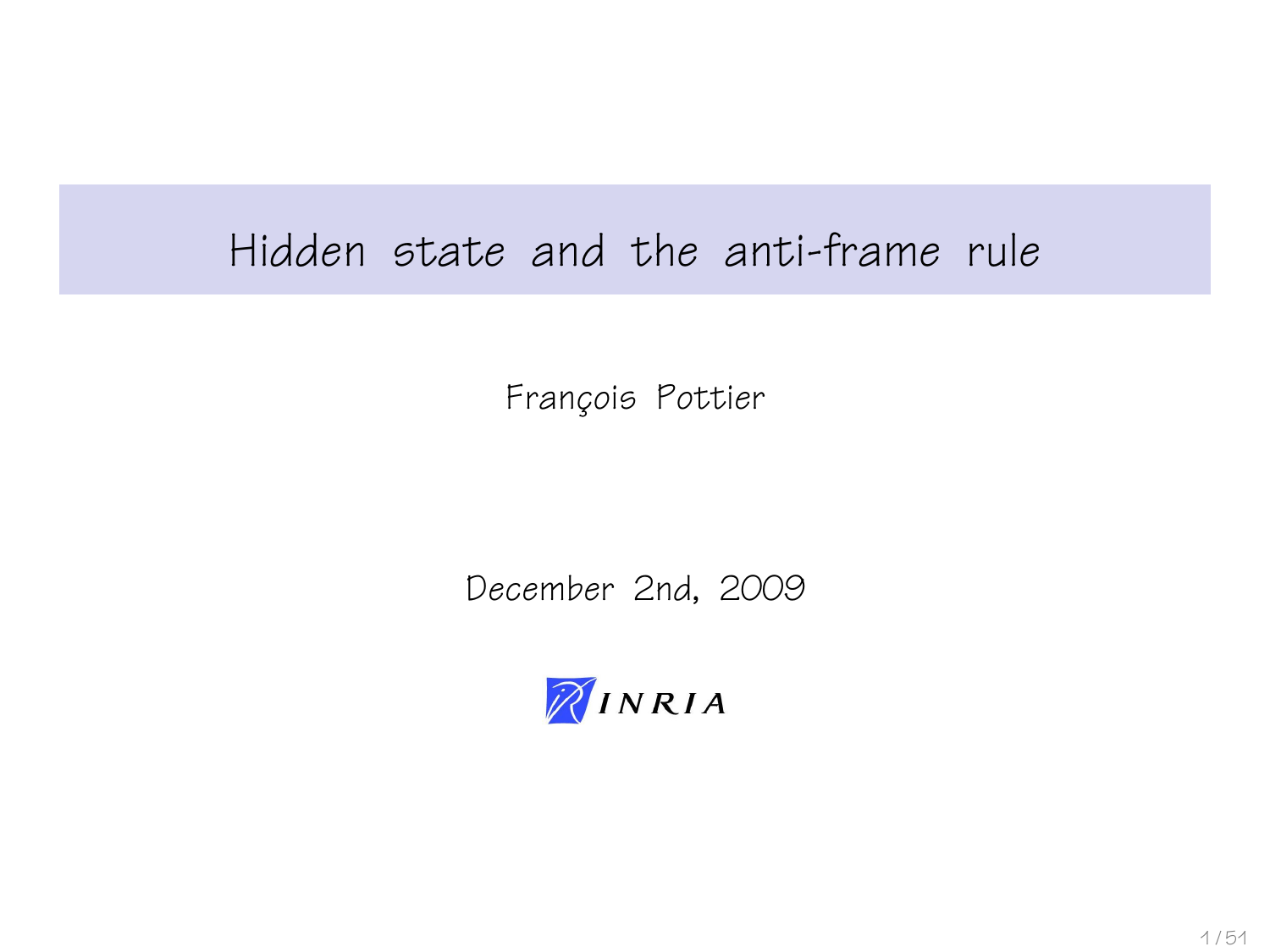# Hidden state and the anti-frame rule

François Pottier

December 2nd, 2009

INRIA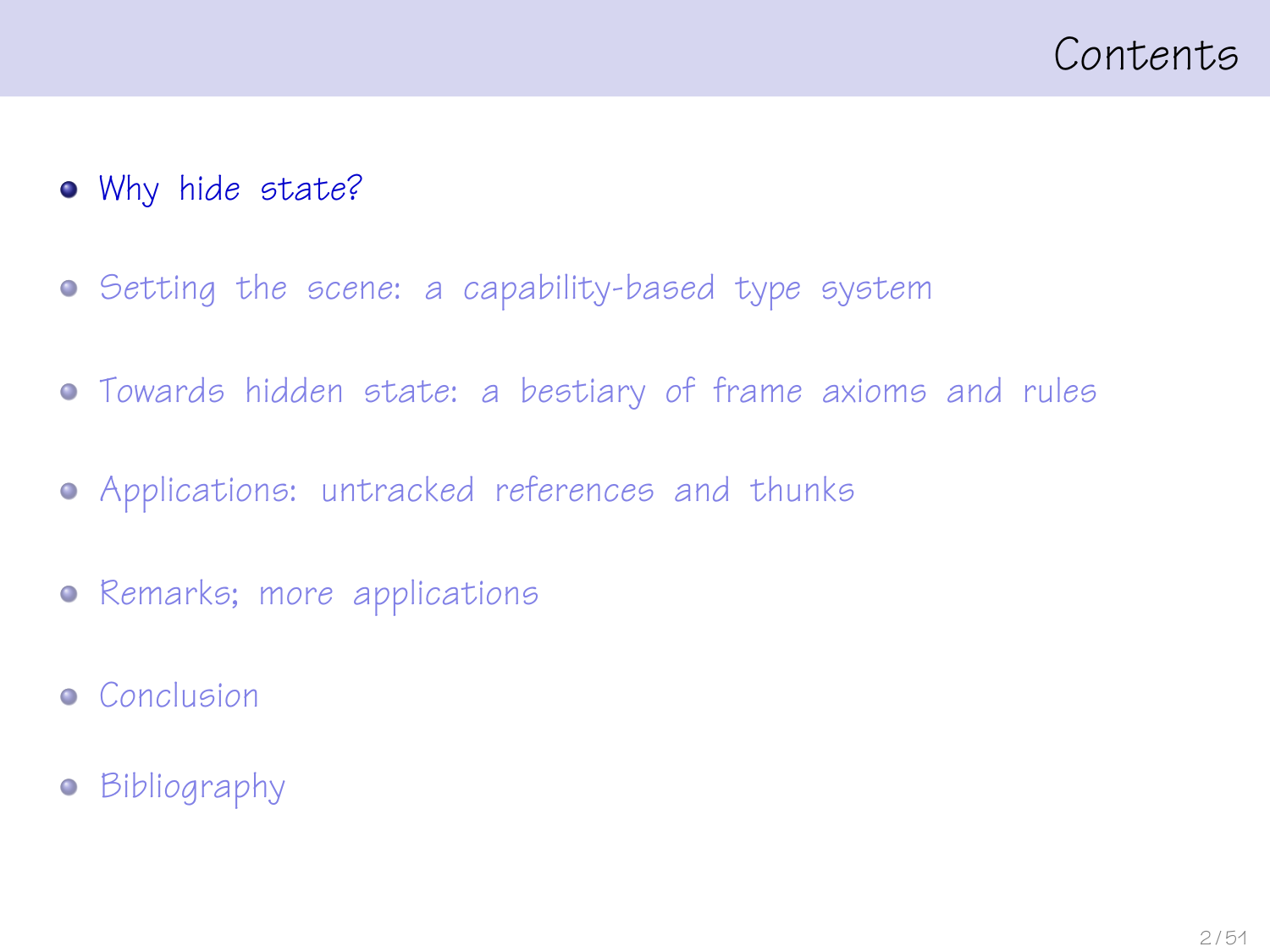# Contents

- Why hide state?
- Setting the scene: a capability-based type system
- Towards hidden state: a bestiary of frame axioms and rules
- Applications: untracked references and thunks
- Remarks; more applications
- Conclusion
- Bibliography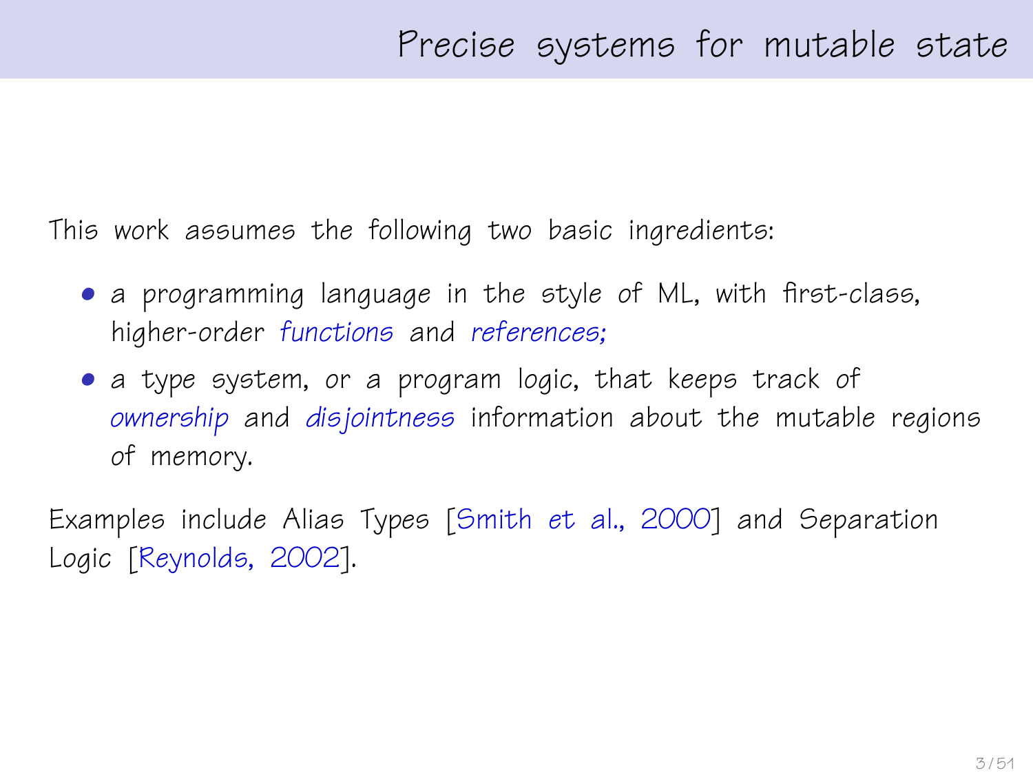# Precise systems for mutable state

This work assumes the following two basic ingredients:

- a programming language in the style of ML, with first-class, higher-order *functions* and *references;*
- a type system, or a program logic, that keeps track of *ownership* and *disjointness* information about the mutable regions of memory.

Examples include Alias Types [Smith et al., 2000] and Separation Logic [Reynolds, 2002].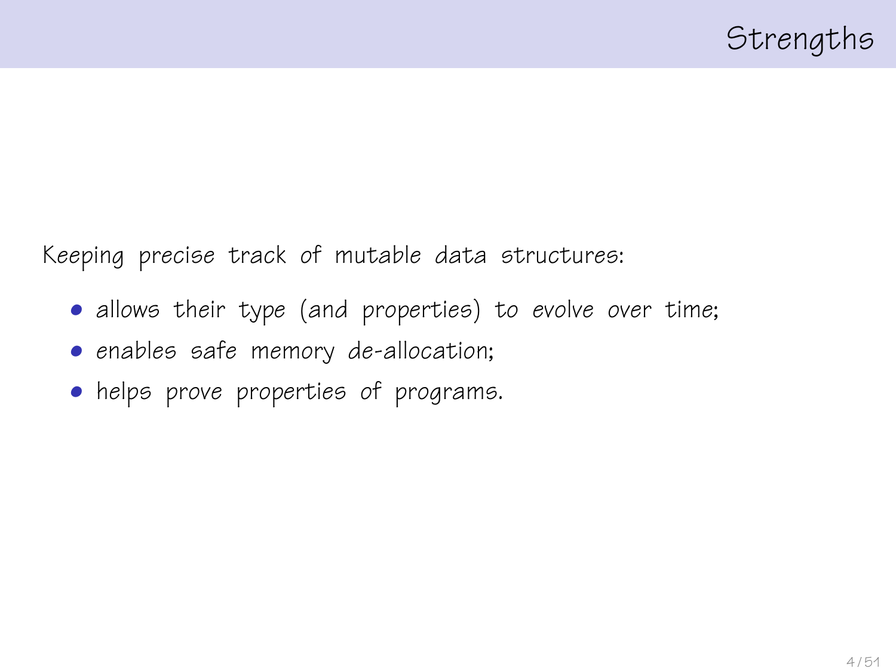## Strengths

Keeping precise track of mutable data structures:

- allows their type (and properties) to *evolve over time*;
- *enables safe memory de-allocation*;
- helps prove properties of programs.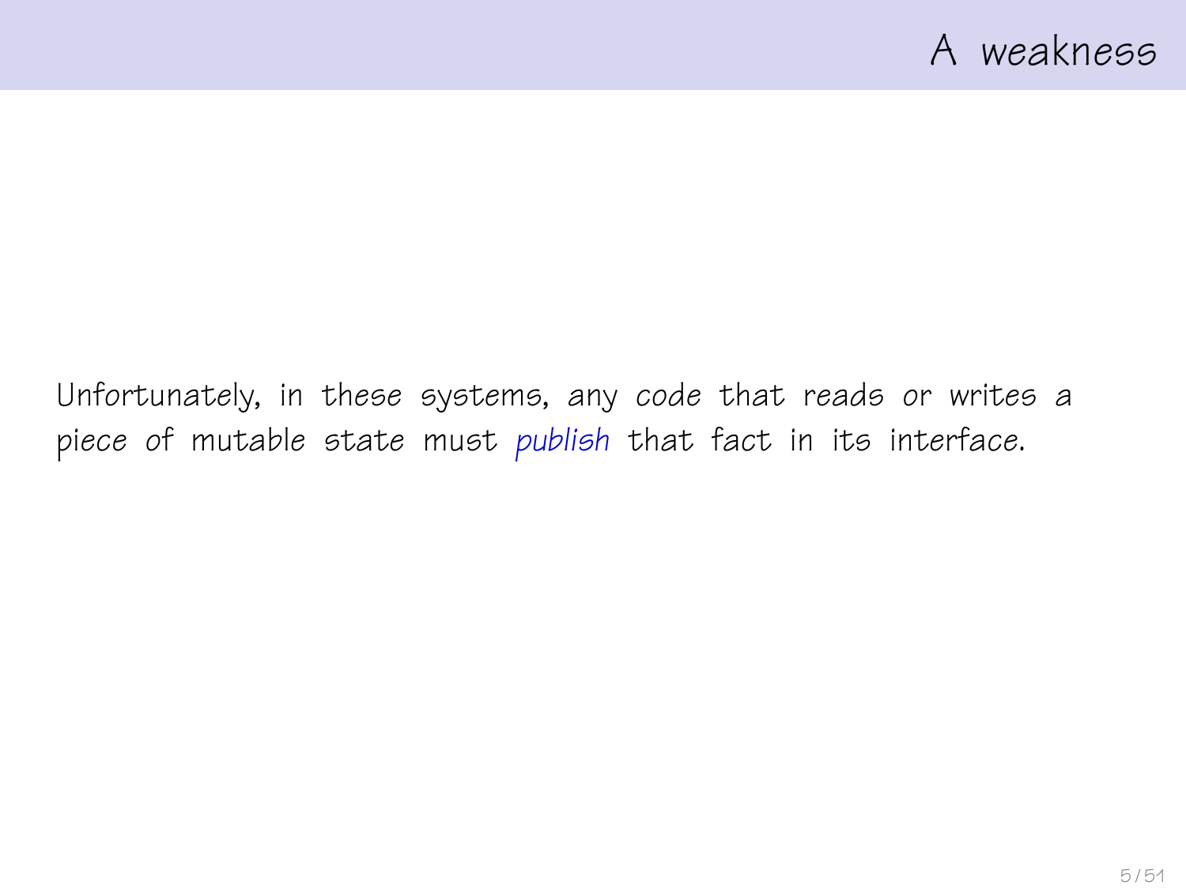# A weakness

Unfortunately, in these systems, any *code* that reads or writes a piece of mutable state must *publish* that fact in its interface.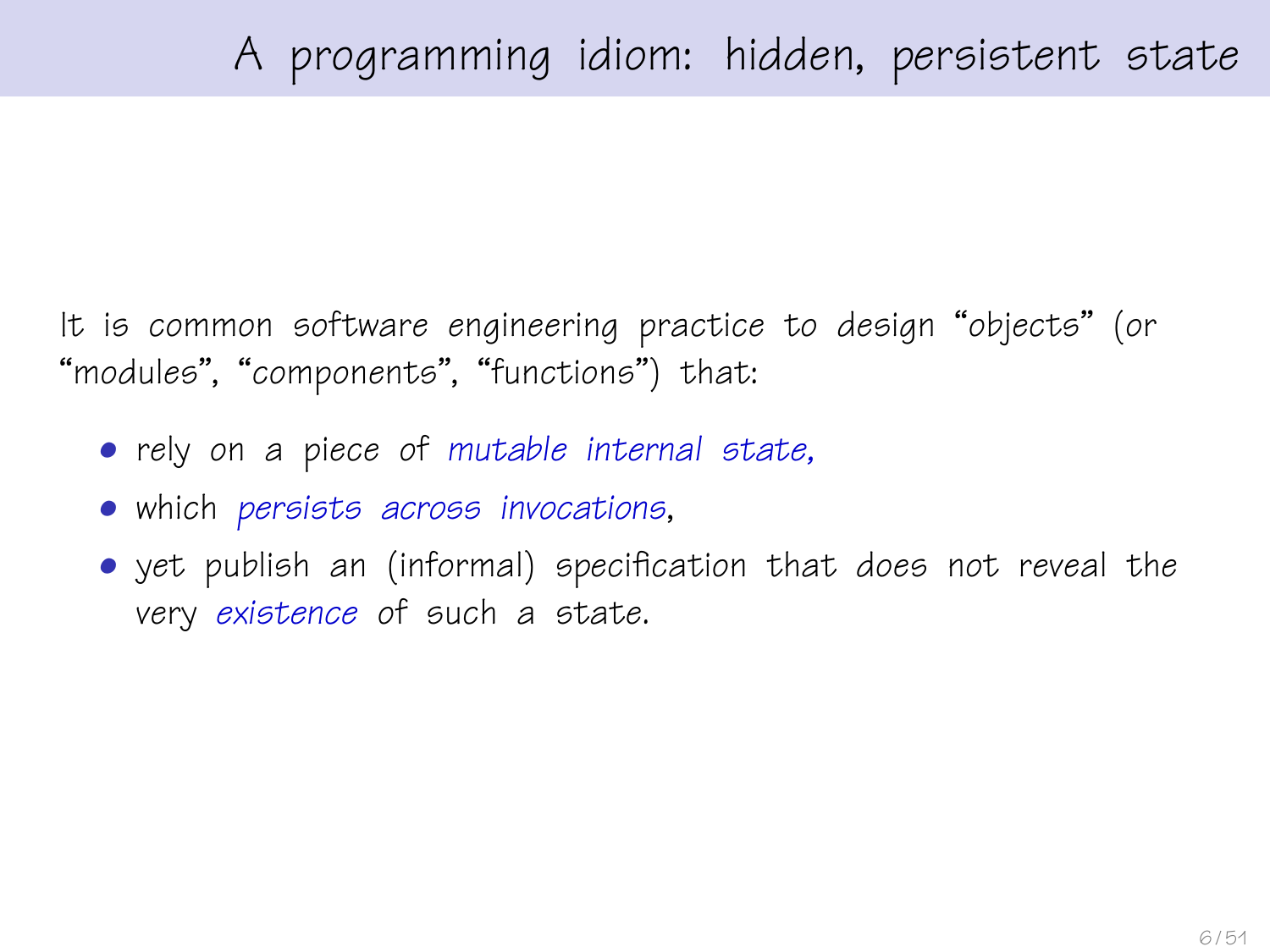# A programming idiom: hidden, persistent state

It is common software engineering practice to design "objects" (or "modules", "components", "functions") that:

- rely on a piece of *mutable internal state*,
- which *persists across invocations*,
- yet publish an (informal) specification that does not reveal the very *existence* of such a state.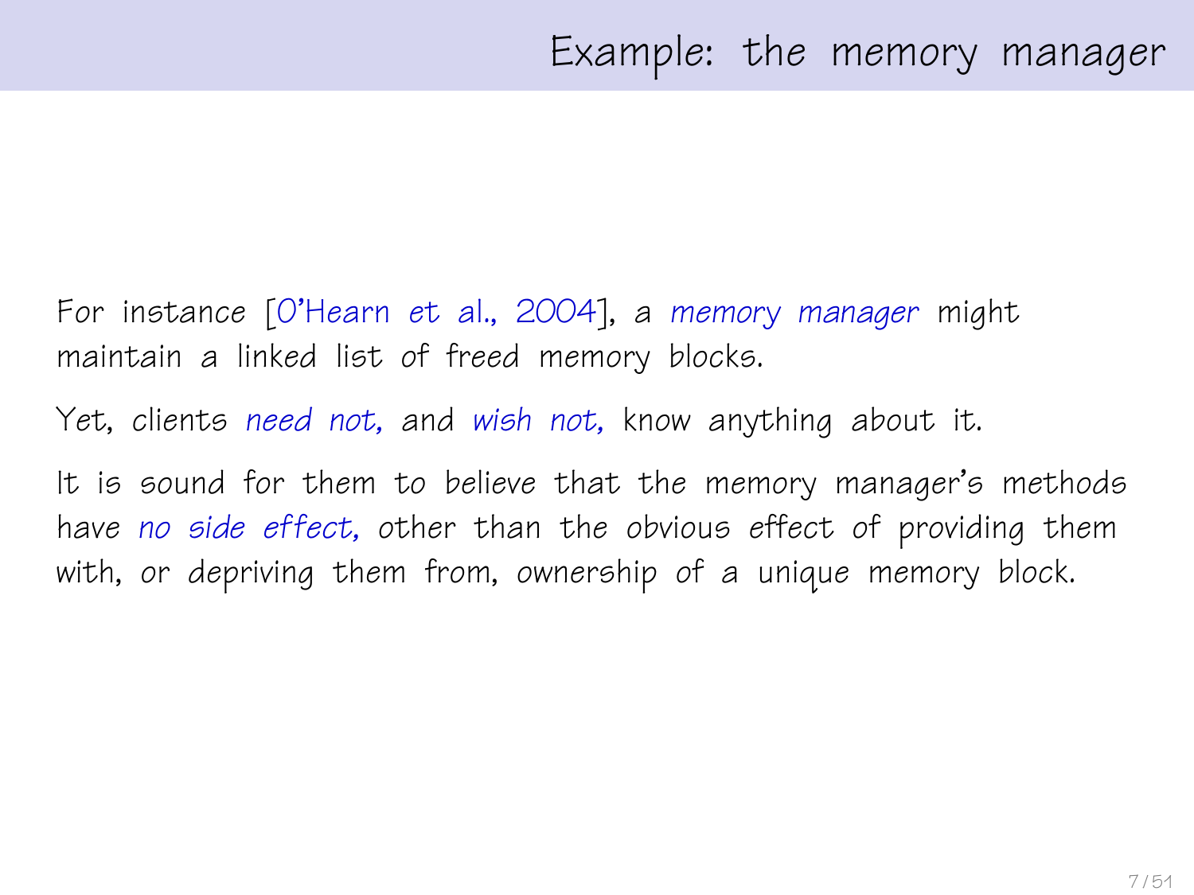## Example: the memory manager

For instance [O'Hearn *et al.*, 2004], a *memory manager* might maintain a linked list of freed memory blocks.

Yet, clients *need not,* and *wish not,* know anything about it.

It is sound for them to believe that the memory manager's methods have *no side effect,* other than the obvious effect of providing them with, or depriving them from, ownership of a unique memory block.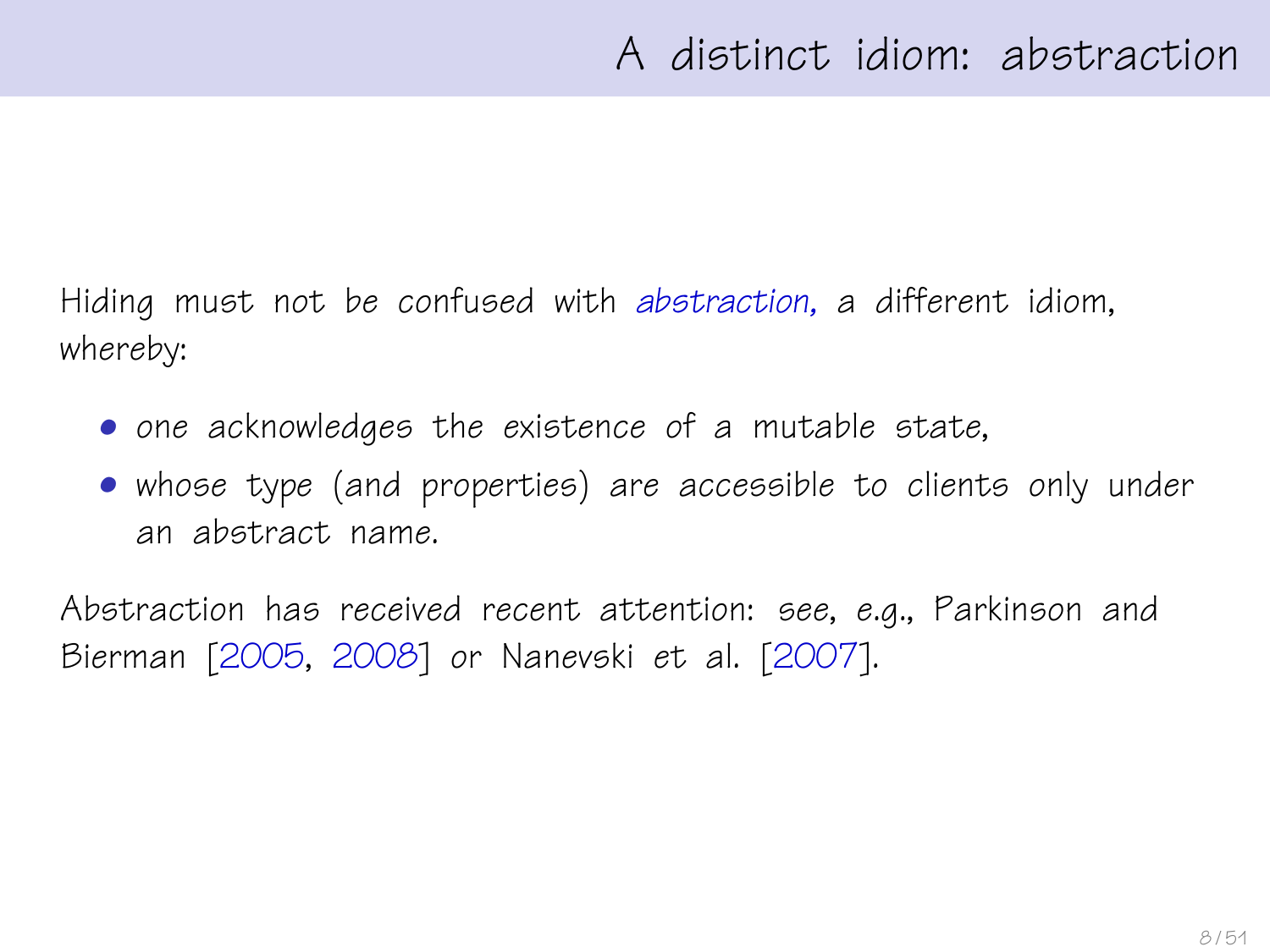# A distinct idiom: abstraction

Hiding must not be confused with *abstraction*, a different idiom, whereby:

- one acknowledges the existence of a mutable state,
- whose type (and properties) are accessible to clients only under an abstract name.

Abstraction has received recent attention: see, e.g., Parkinson and Bierman [2005, 2008] or Nanevski et al. [2007].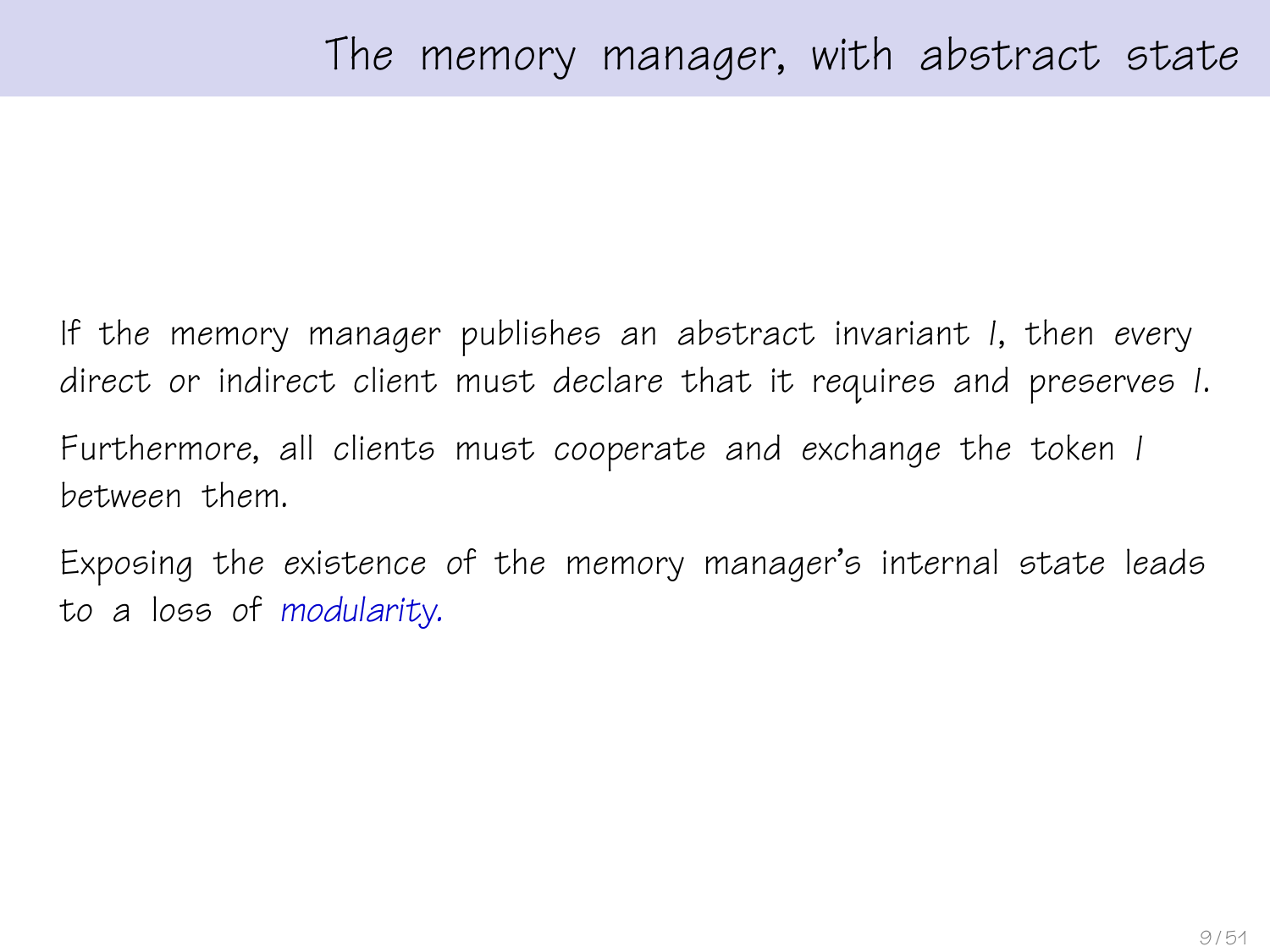# The memory manager, with abstract state

If the memory manager publishes an *abstract invariant* $I$, then *every direct or indirect client* must *declare* that it *requires and preserves* $I$.

Furthermore, all clients must *cooperate* and *exchange the token* $I$ between them.

Exposing the *existence* of the memory manager's internal state leads to a loss of *modularity*.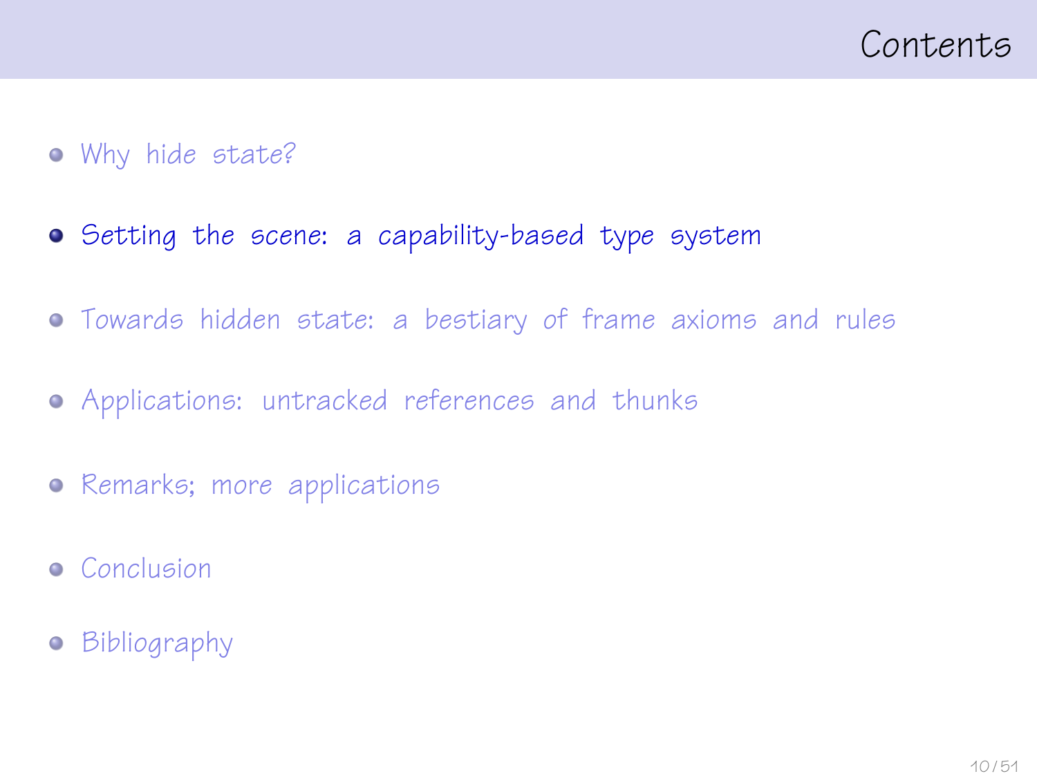# Contents

- Why hide state?
- **Setting the scene: a capability-based type system**
- Towards hidden state: a bestiary of frame axioms and rules
- Applications: untracked references and thunks
- Remarks; more applications
- Conclusion
- Bibliography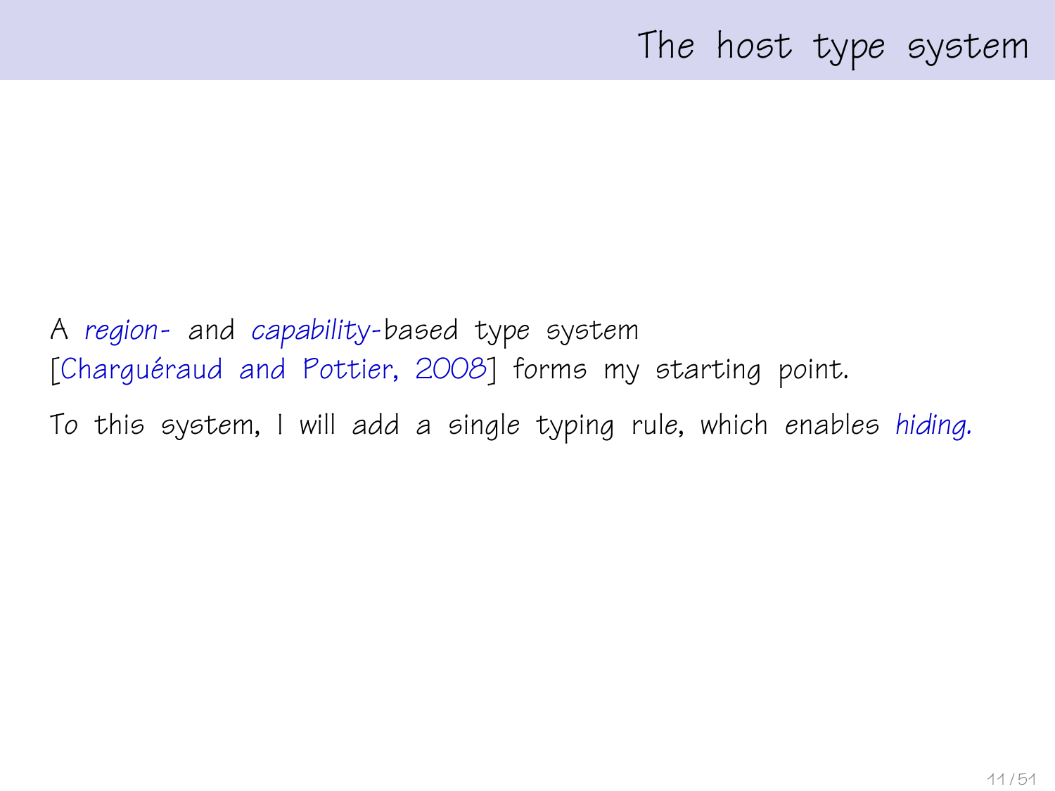# The host type system

A *region-* and *capability*-based type system [Charguéraud and Pottier, 2008] forms my starting point.

To this system, I will add a single typing rule, which enables *hiding.*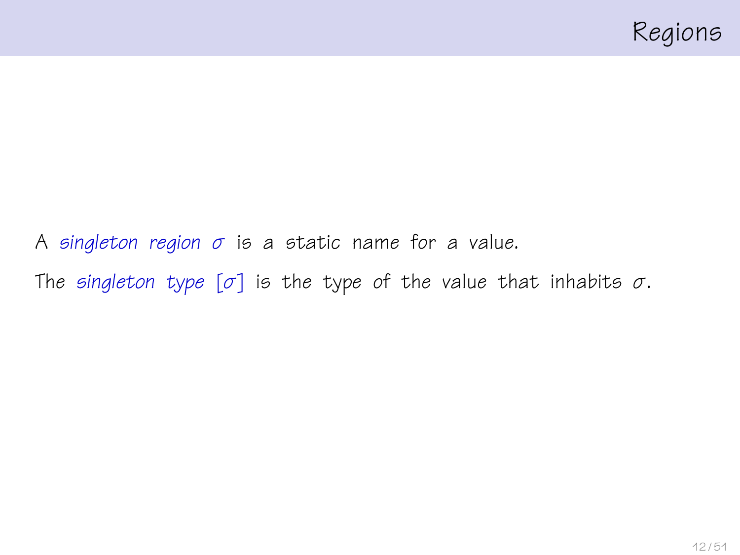# Regions

A *singleton region* $\sigma$ is a static name for a value.

The *singleton type* $[\sigma]$ is the type of the value that inhabits $\sigma$.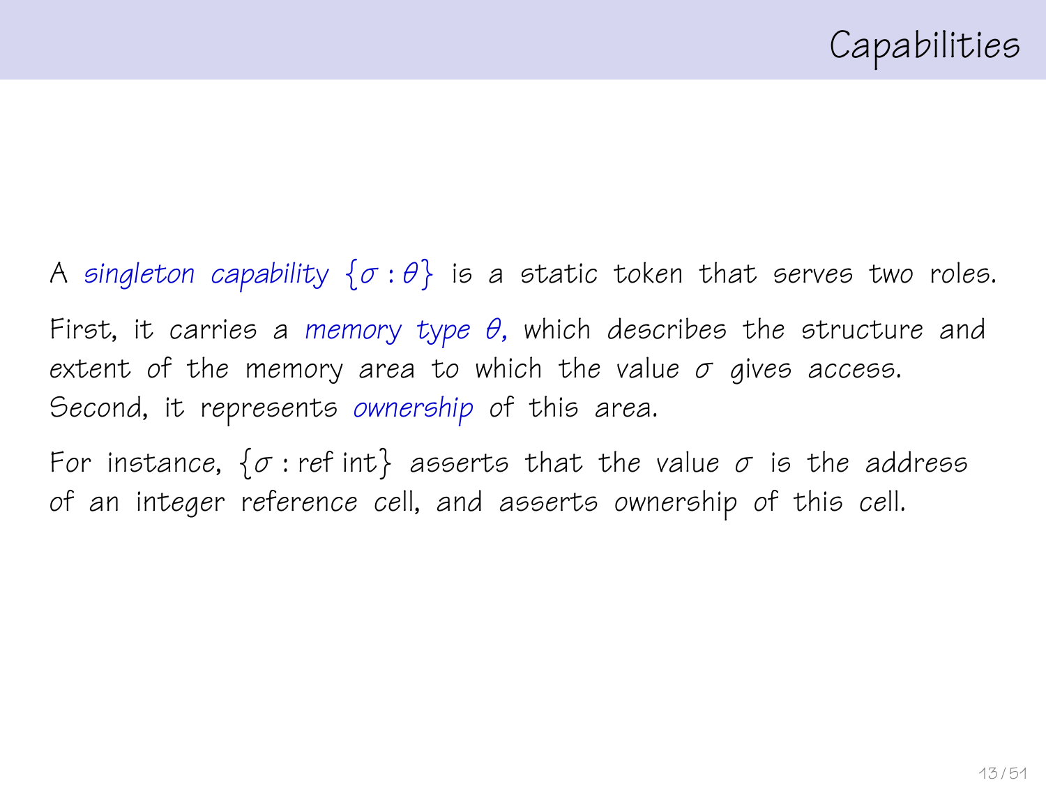# Capabilities

A *singleton capability* $\{\sigma : \theta\}$ is a static token that serves two roles.

First, it carries a *memory type* $\theta$, which describes the structure and extent of the memory area to which the value $\sigma$ gives access. Second, it represents *ownership* of this area.

For instance, $\{\sigma : \text{ref int}\}$ asserts that the value $\sigma$ is the address of an integer reference cell, and asserts ownership of this cell.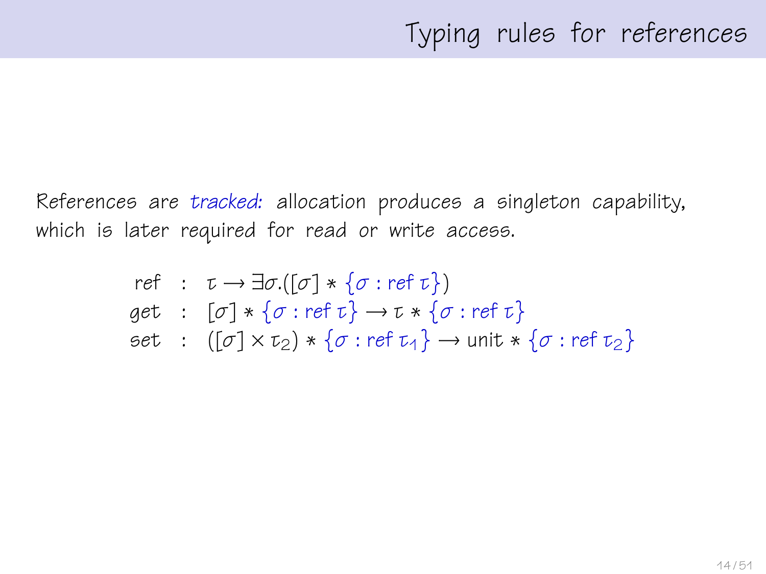# Typing rules for references

References are *tracked:* allocation produces a singleton capability, which is later required for read or write access.

$$
\begin{array}{lcl}
\mathsf{ref} & : & \tau \rightarrow \exists \sigma.([\sigma] * \{\sigma : \mathsf{ref}\ \tau\}) \\
\mathsf{get} & : & [\sigma] * \{\sigma : \mathsf{ref}\ \tau\} \rightarrow \tau * \{\sigma : \mathsf{ref}\ \tau\} \\
\mathsf{set} & : & ([\sigma] \times \tau_2) * \{\sigma : \mathsf{ref}\ \tau_1\} \rightarrow \mathsf{unit} * \{\sigma : \mathsf{ref}\ \tau_2\}
\end{array}
$$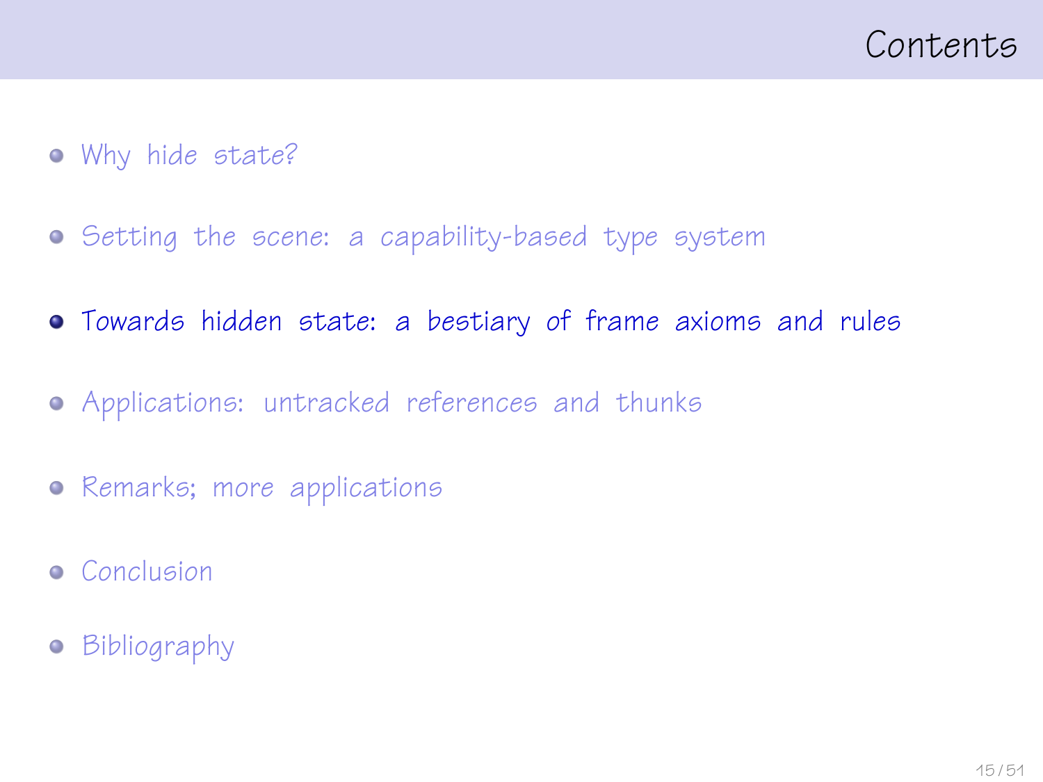# Contents

- Why hide state?
- Setting the scene: a capability-based type system
- **Towards hidden state: a bestiary of frame axioms and rules**
- Applications: untracked references and thunks
- Remarks; more applications
- Conclusion
- Bibliography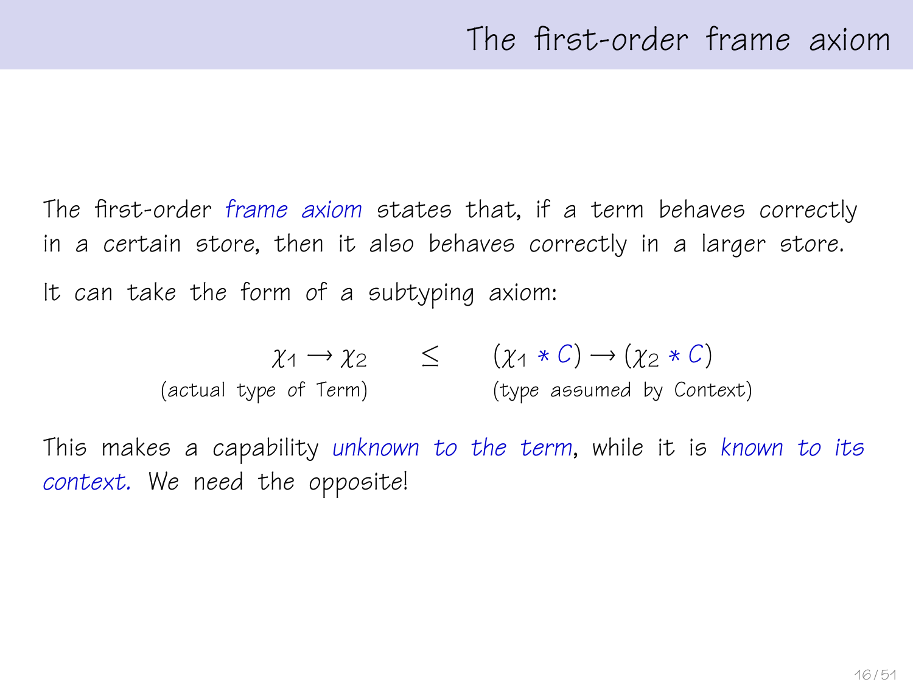# The first-order frame axiom

The first-order *frame axiom* states that, if a term behaves correctly in a certain store, then it also behaves correctly in a larger store.

It can take the form of a subtyping axiom:

$$\underset{\text{(actual type of Term)}}{\chi_1 \rightarrow \chi_2} \quad \leq \quad \underset{\text{(type assumed by Context)}}{(\chi_1 * C) \rightarrow (\chi_2 * C)}$$

This makes a capability *unknown to the term*, while it is *known to its context.* We need the opposite!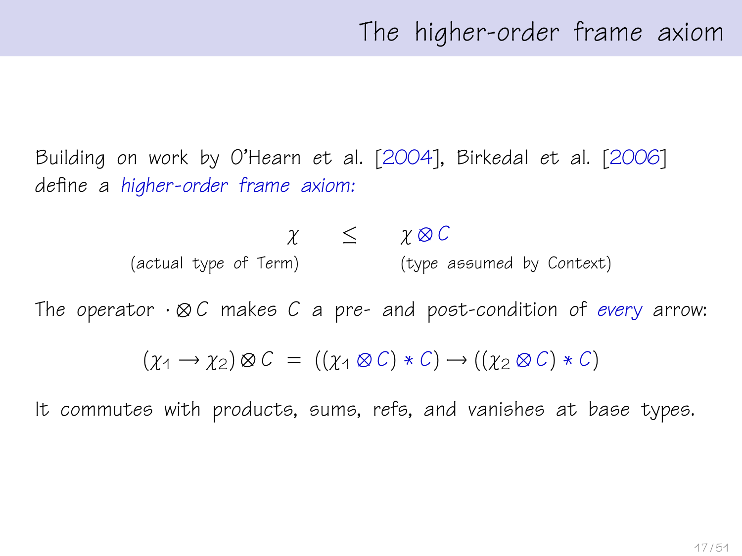# The higher-order frame axiom

Building on work by O'Hearn *et al.* [2004], Birkedal *et al.* [2006] define a *higher-order frame axiom:*

$$\underset{\text{(actual type of Term)}}{\chi} \quad \leq \quad \underset{\text{(type assumed by Context)}}{\chi \otimes C}$$

The operator $\cdot \otimes C$ makes $C$ a pre- and post-condition of *every* arrow:

$$(\chi_1 \to \chi_2) \otimes C \;=\; ((\chi_1 \otimes C) * C) \to ((\chi_2 \otimes C) * C)$$

It commutes with products, sums, refs, and vanishes at base types.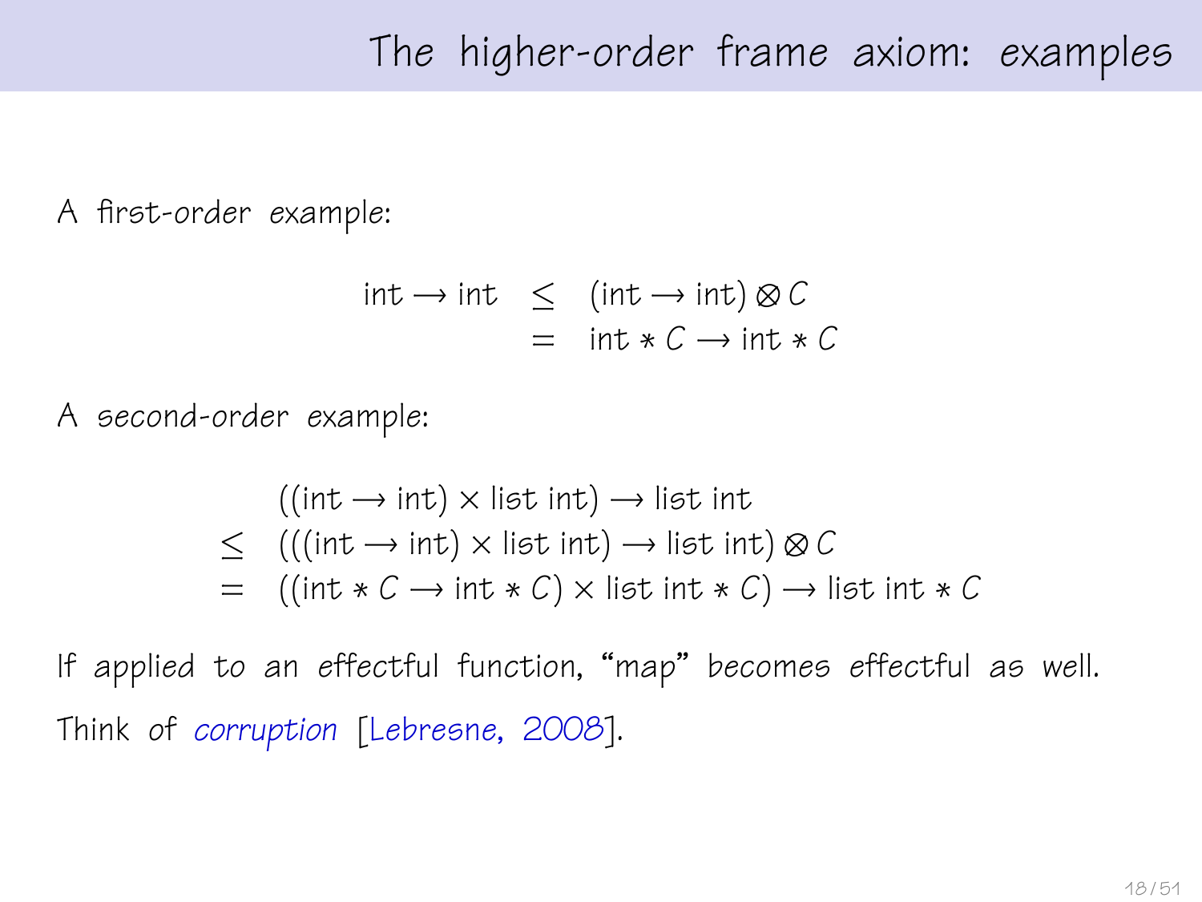# The higher-order frame axiom: examples

A first-order example:

$$\begin{array}{rcl} \mathsf{int} \longrightarrow \mathsf{int} & \leq & (\mathsf{int} \longrightarrow \mathsf{int}) \otimes C \\ & = & \mathsf{int} * C \longrightarrow \mathsf{int} * C \end{array}$$

A second-order example:

$$\begin{array}{rl} & ((\mathsf{int} \longrightarrow \mathsf{int}) \times \mathsf{list\ int}) \longrightarrow \mathsf{list\ int} \\ \leq & (((\mathsf{int} \longrightarrow \mathsf{int}) \times \mathsf{list\ int}) \longrightarrow \mathsf{list\ int}) \otimes C \\ = & ((\mathsf{int} * C \longrightarrow \mathsf{int} * C) \times \mathsf{list\ int} * C) \longrightarrow \mathsf{list\ int} * C \end{array}$$

If applied to an effectful function, "map" becomes effectful as well.

Think of *corruption* [Lebresne, 2008].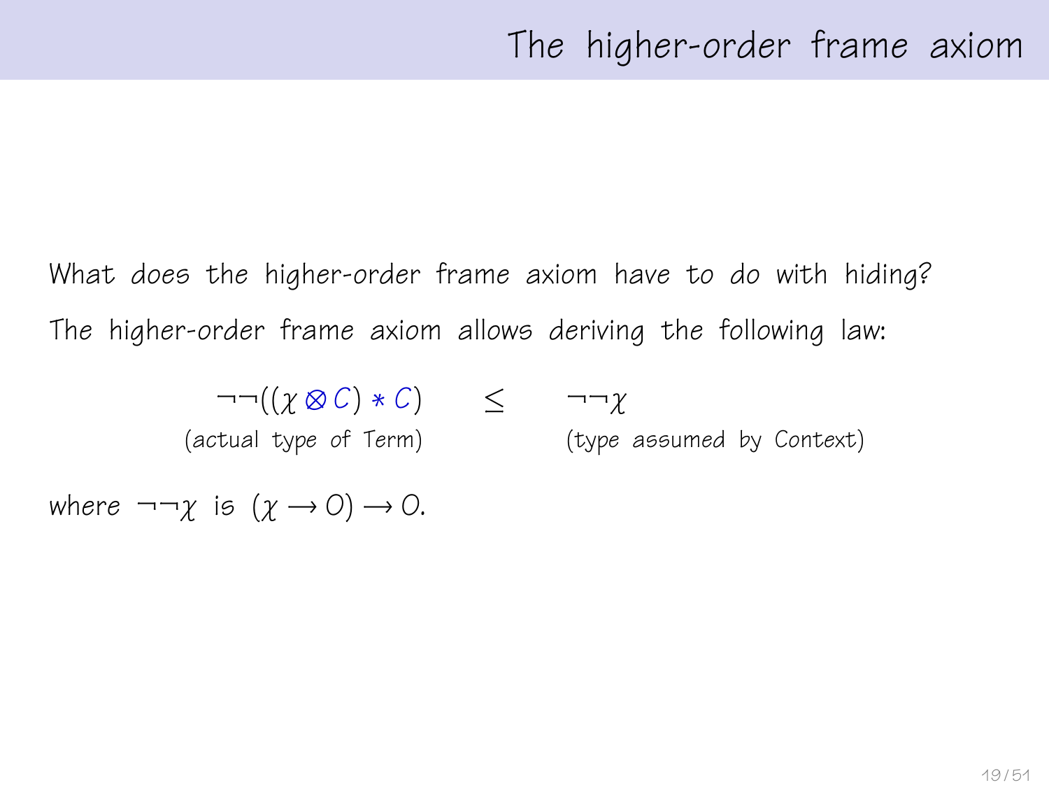# The higher-order frame axiom

What does the higher-order frame axiom have to do with hiding?

The higher-order frame axiom allows deriving the following law:

$$\neg\neg((\chi \otimes C) * C) \quad \leq \quad \neg\neg\chi$$

(actual type of Term) $\qquad\qquad$ (type assumed by Context)

where $\neg\neg\chi$ is $(\chi \rightarrow O) \rightarrow O$.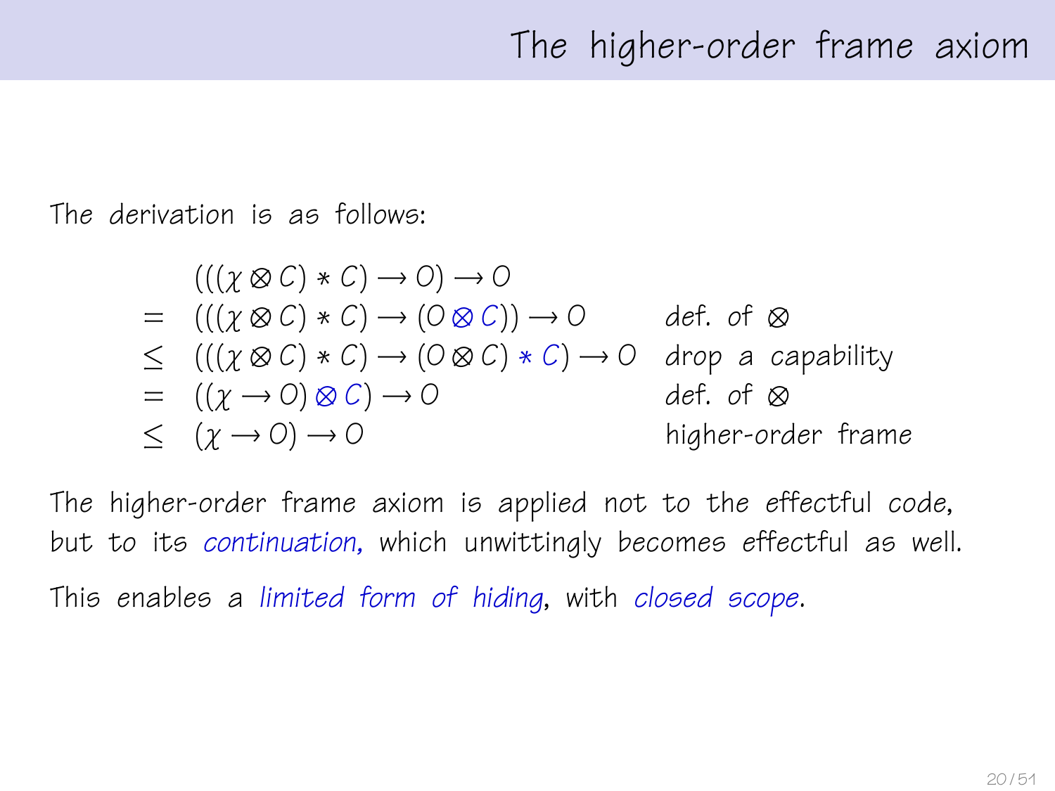# The higher-order frame axiom

The derivation is as follows:

$$
\begin{array}{lll}
 & (((\chi \otimes C) * C) \to O) \to O & \\
= & (((\chi \otimes C) * C) \to (O \otimes C)) \to O & \text{def. of } \otimes \\
\leq & (((\chi \otimes C) * C) \to (O \otimes C) * C) \to O & \text{drop a capability} \\
= & ((\chi \to O) \otimes C) \to O & \text{def. of } \otimes \\
\leq & (\chi \to O) \to O & \text{higher-order frame}
\end{array}
$$

The higher-order frame axiom is applied not to the effectful code, but to its *continuation*, which unwittingly becomes effectful as well.

This enables a *limited form of hiding*, with *closed scope*.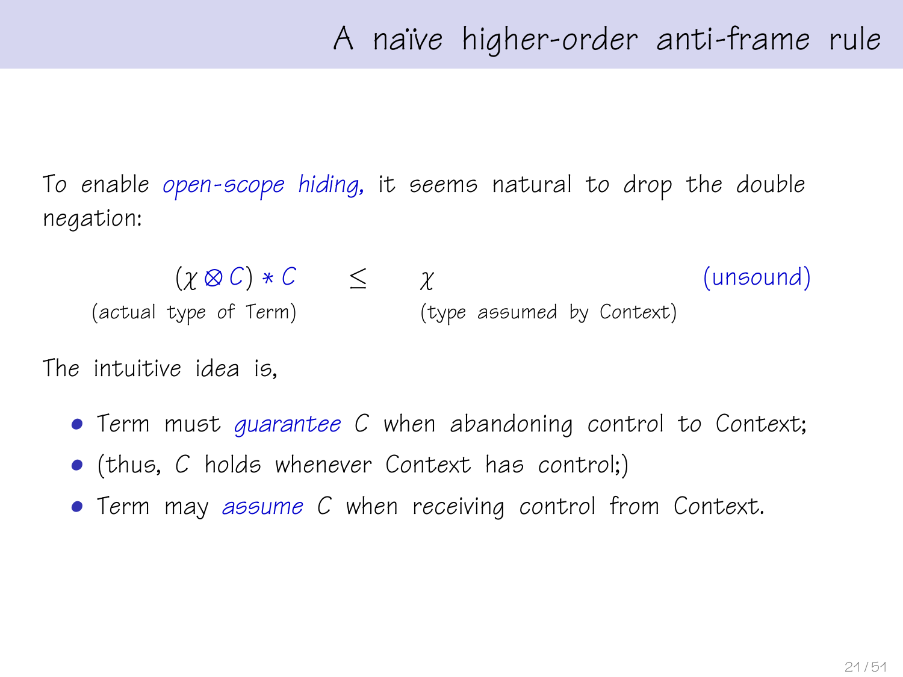# A naïve higher-order anti-frame rule

To enable *open-scope hiding*, it seems natural to drop the double negation:

$$(\chi \otimes C) * C \quad \leq \quad \chi \qquad \text{(unsound)}$$

(actual type of Term) $\leq$ (type assumed by Context)

The intuitive idea is,

- Term must *guarantee* $C$ when abandoning control to Context;
- (thus, $C$ holds whenever Context has control;)
- Term may *assume* $C$ when receiving control from Context.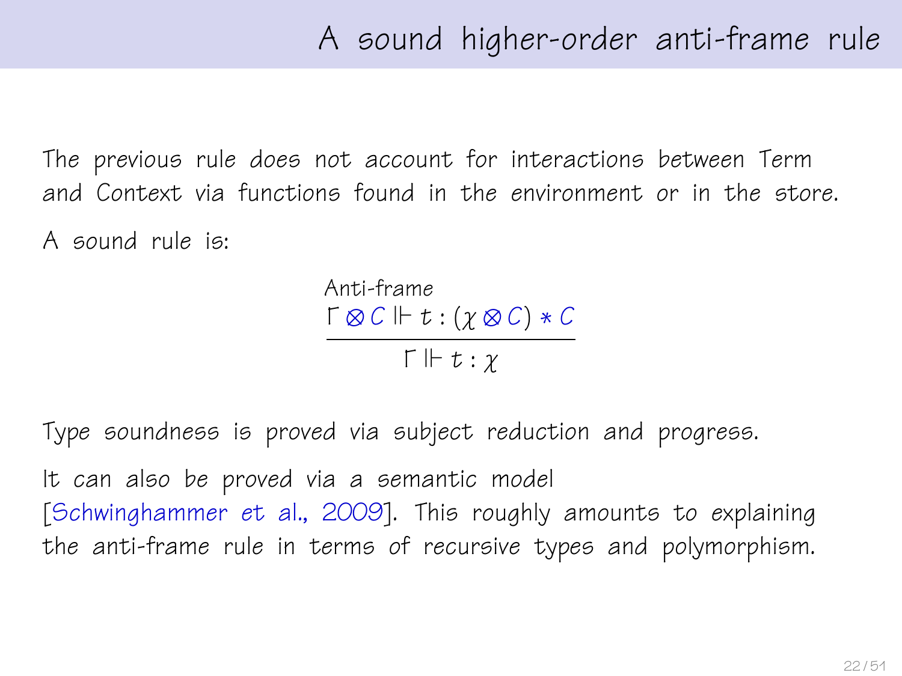# A sound higher-order anti-frame rule

The previous rule does not account for interactions between Term and Context via functions found in the environment or in the store.

A sound rule is:

$$\text{Anti-frame}\quad \frac{\Gamma \otimes C \Vdash t : (\chi \otimes C) * C}{\Gamma \Vdash t : \chi}$$

Type soundness is proved via subject reduction and progress.

It can also be proved via a semantic model [Schwinghammer et al., 2009]. This roughly amounts to explaining the anti-frame rule in terms of recursive types and polymorphism.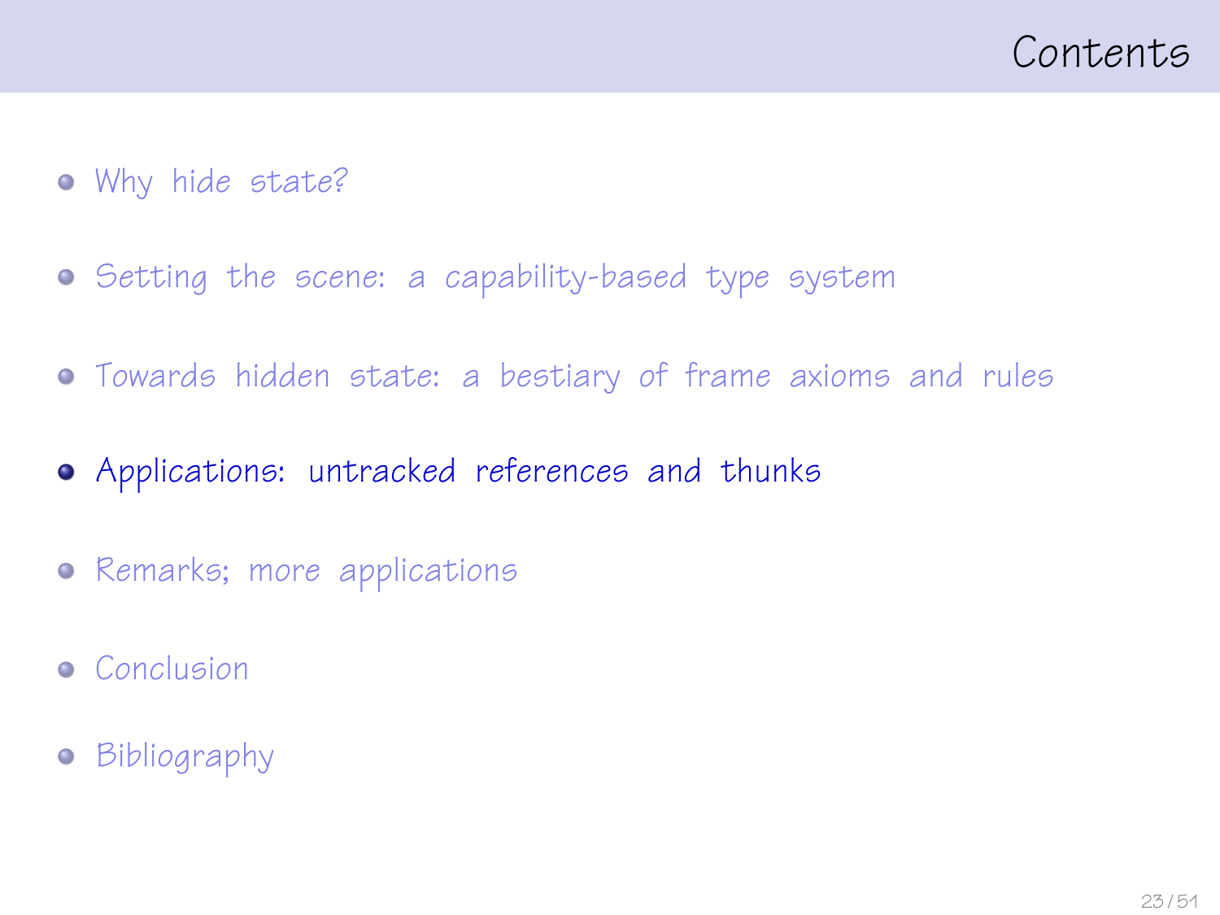# Contents

- Why hide state?
- Setting the scene: a capability-based type system
- Towards hidden state: a bestiary of frame axioms and rules
- **Applications: untracked references and thunks**
- Remarks; more applications
- Conclusion
- Bibliography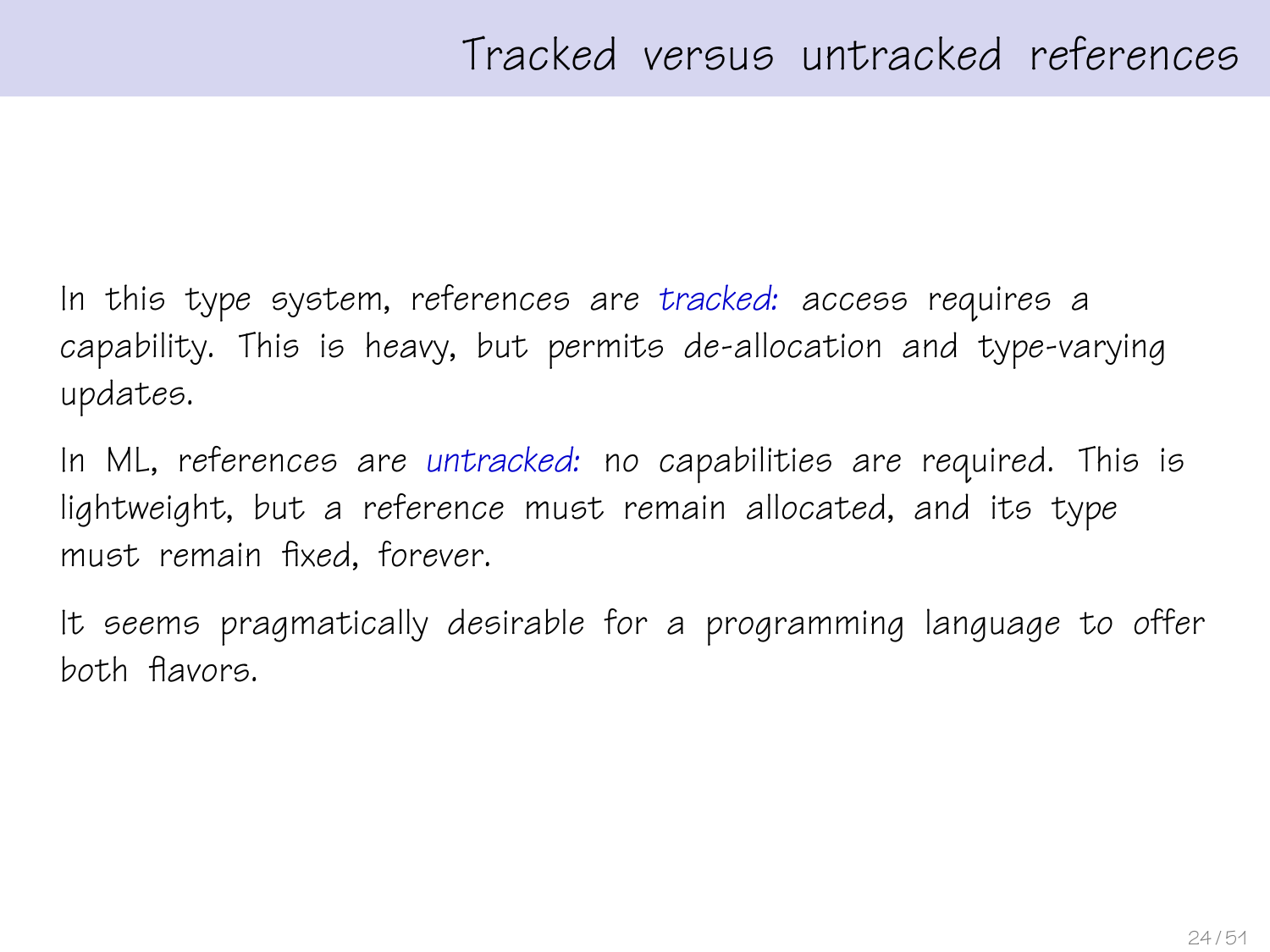# Tracked versus untracked references

In this type system, references are *tracked:* access requires a capability. This is heavy, but permits de-allocation and type-varying updates.

In ML, references are *untracked:* no capabilities are required. This is lightweight, but a reference must remain allocated, and its type must remain fixed, forever.

It seems pragmatically desirable for a programming language to offer both flavors.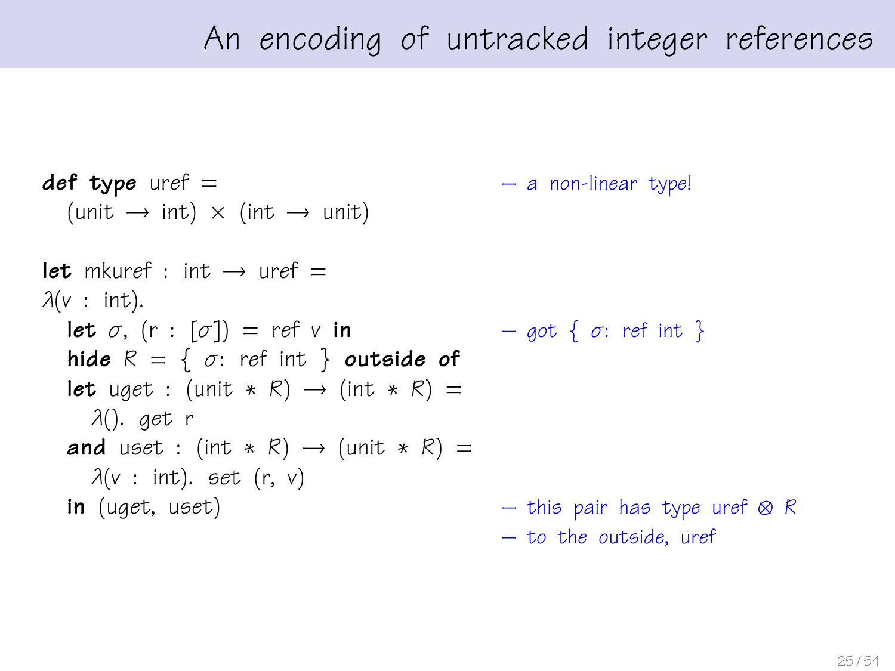# An encoding of untracked integer references

```
def type uref =                                  — a non-linear type!
  (unit → int) × (int → unit)

let mkuref : int → uref =
λ(v : int).
  let σ, (r : [σ]) = ref v in                    — got { σ: ref int }
  hide R = { σ: ref int } outside of
  let uget : (unit * R) → (int * R) =
    λ(). get r
  and uset : (int * R) → (unit * R) =
    λ(v : int). set (r, v)
  in (uget, uset)                                — this pair has type uref ⊗ R
                                                 — to the outside, uref
```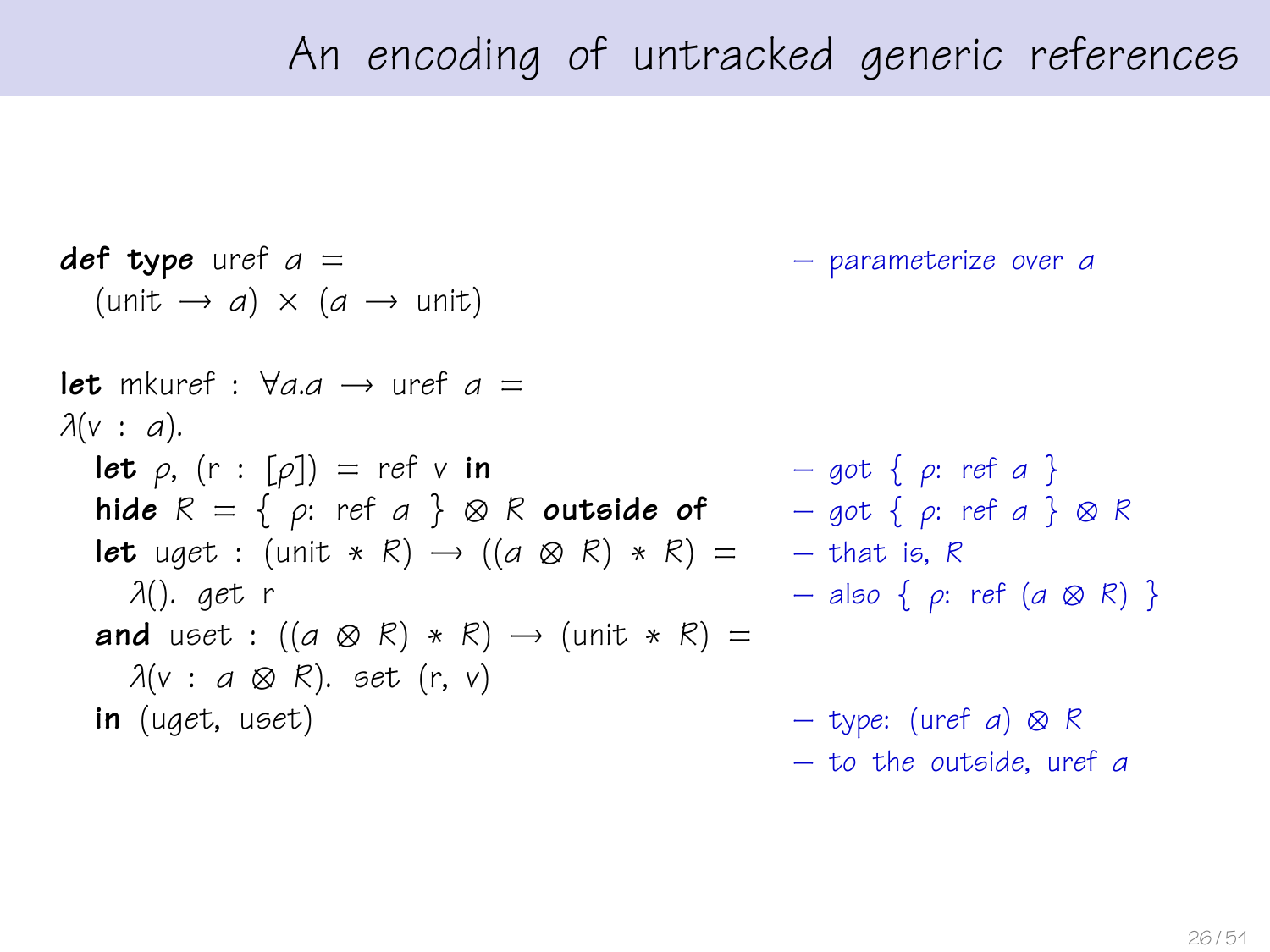# An encoding of untracked generic references

```
def type uref a =                                    – parameterize over a
  (unit → a) × (a → unit)

let mkuref : ∀a.a → uref a =
λ(v : a).
  let ρ, (r : [ρ]) = ref v in                        – got { ρ: ref a }
  hide R = { ρ: ref a } ⊗ R outside of               – got { ρ: ref a } ⊗ R
  let uget : (unit * R) → ((a ⊗ R) * R) =            – that is, R
    λ(). get r                                       – also { ρ: ref (a ⊗ R) }
  and uset : ((a ⊗ R) * R) → (unit * R) =
    λ(v : a ⊗ R). set (r, v)
  in (uget, uset)                                    – type: (uref a) ⊗ R
                                                     – to the outside, uref a
```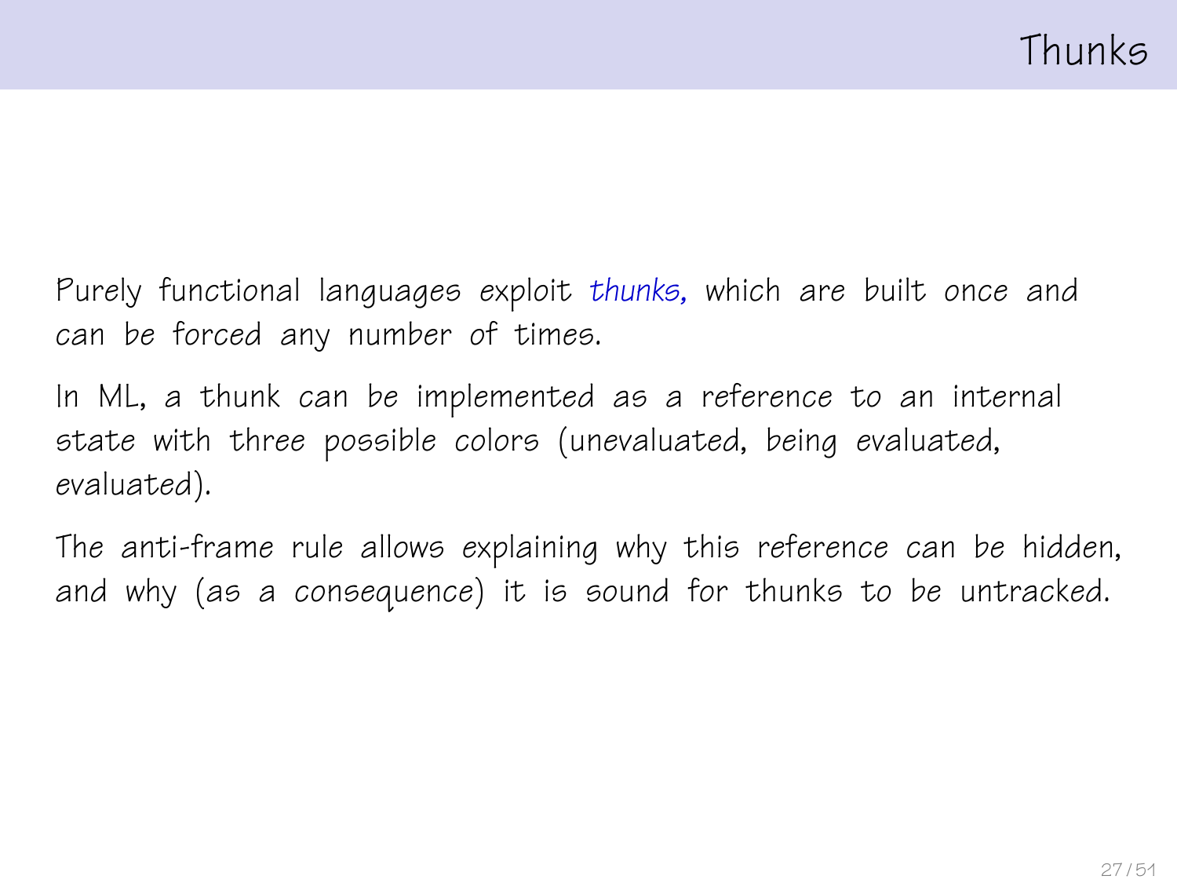# Thunks

Purely functional languages exploit *thunks,* which are built once and can be forced any number of times.

In ML, a thunk can be implemented as a reference to an internal state with three possible colors (unevaluated, being evaluated, evaluated).

The anti-frame rule allows explaining why this reference can be hidden, and why (as a consequence) it is sound for thunks to be untracked.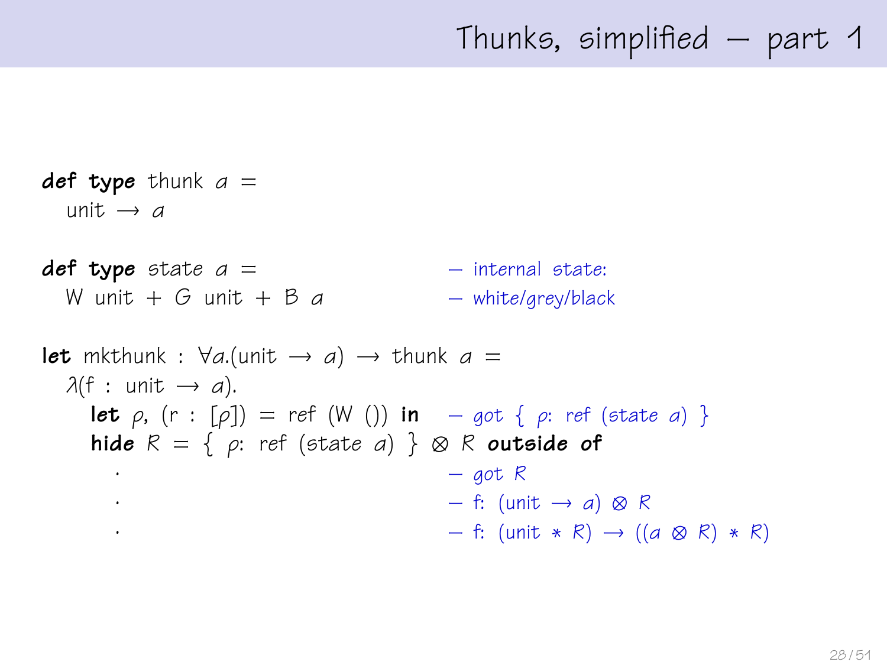# Thunks, simplified — part 1

```
def type thunk α =
  unit ⟶ α

def type state α =                          — internal state:
  W unit + G unit + B α                     — white/grey/black

let mkthunk : ∀α.(unit ⟶ α) ⟶ thunk α =
  λ(f : unit ⟶ α).
    let ρ, (r : [ρ]) = ref (W ()) in        — got { ρ: ref (state α) }
    hide R = { ρ: ref (state α) } ⊗ R outside of
      .                                     — got R
      .                                     — f: (unit ⟶ α) ⊗ R
      .                                     — f: (unit * R) ⟶ ((α ⊗ R) * R)
```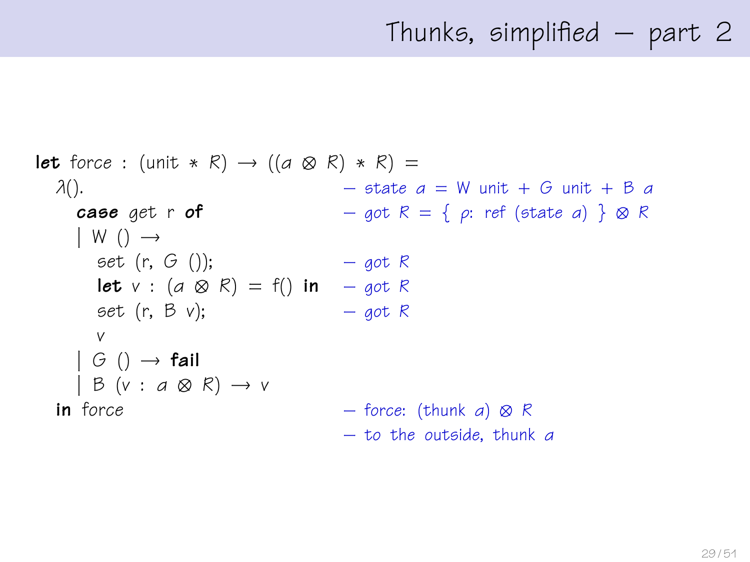# Thunks, simplified — part 2

```
let force : (unit ∗ R) → ((a ⊗ R) ∗ R) =
  λ().                                   — state a = W unit + G unit + B a
    case get r of                        — got R = { ρ: ref (state a) } ⊗ R
    | W () →
        set (r, G ());                   — got R
        let v : (a ⊗ R) = f() in         — got R
        set (r, B v);                    — got R
        v
    | G () → fail
    | B (v : a ⊗ R) → v
  in force                               — force: (thunk a) ⊗ R
                                         — to the outside, thunk a
```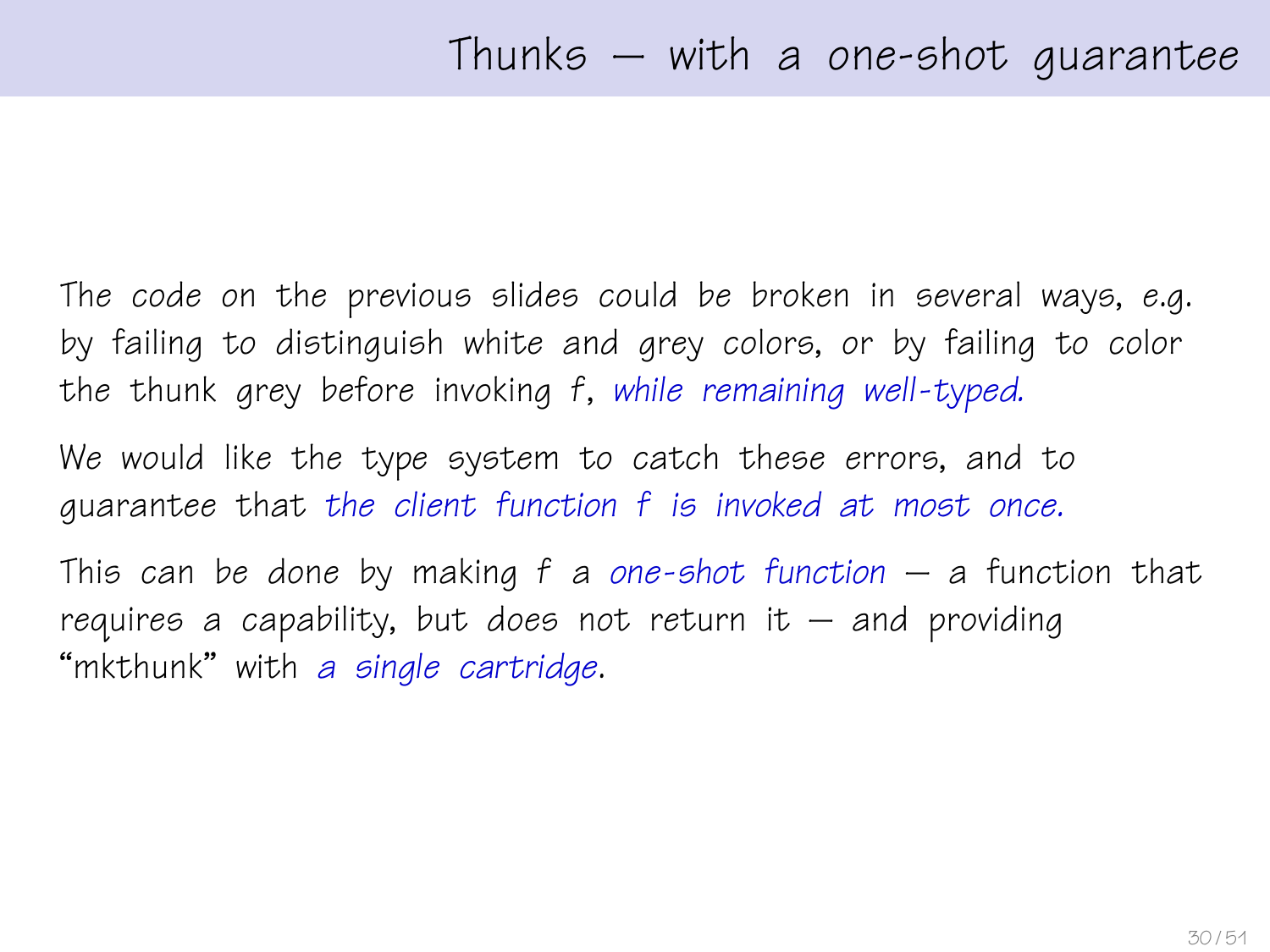# Thunks — with a one-shot guarantee

The code on the previous slides could be broken in several ways, *e.g.* by failing to distinguish white and grey colors, or by failing to color the thunk grey before invoking $f$, *while remaining well-typed.*

We would like the type system to catch these errors, and to guarantee that *the client function $f$ is invoked at most once.*

This can be done by making $f$ a *one-shot function* — a function that requires a capability, but does not return it — and providing "mkthunk" with *a single cartridge*.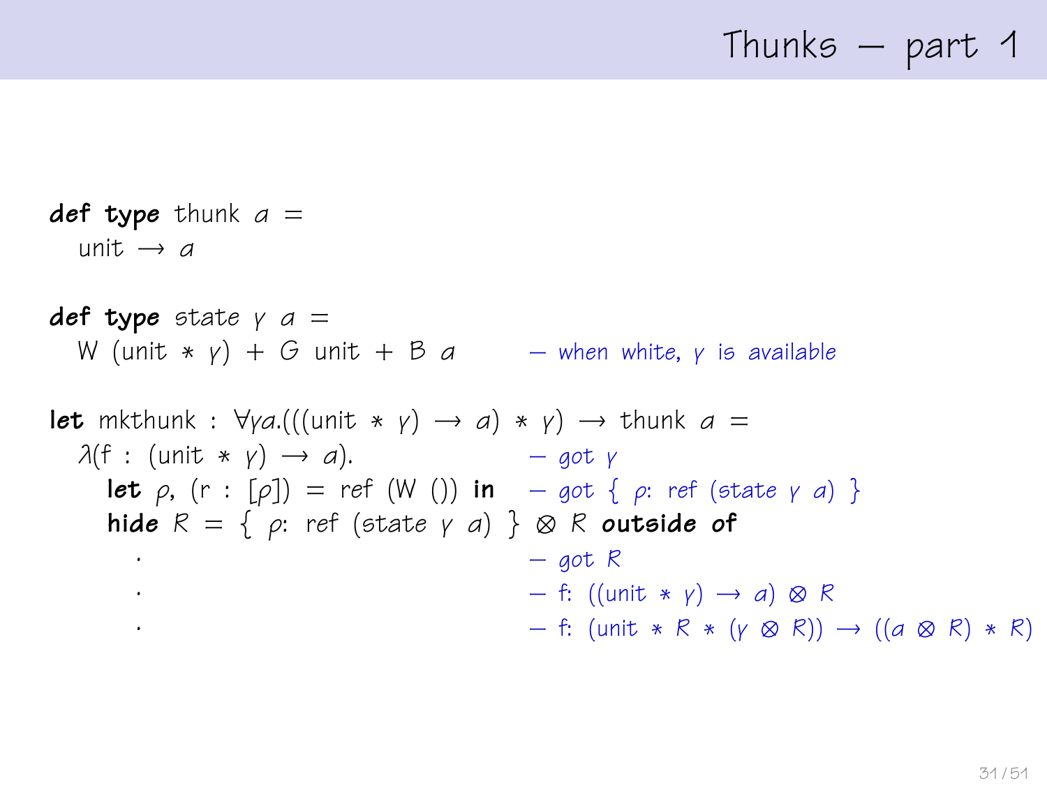# Thunks — part 1

```
def type thunk α =
  unit → α

def type state γ α =
  W (unit * γ) + G unit + B α          — when white, γ is available

let mkthunk : ∀γα.(((unit * γ) → α) * γ) → thunk α =
  λ(f : (unit * γ) → α).               — got γ
    let ρ, (r : [ρ]) = ref (W ()) in    — got { ρ: ref (state γ α) }
    hide R = { ρ: ref (state γ α) } ⊗ R outside of
      .                                 — got R
      .                                 — f: ((unit * γ) → α) ⊗ R
      .                                 — f: (unit * R * (γ ⊗ R)) → ((α ⊗ R) * R)
```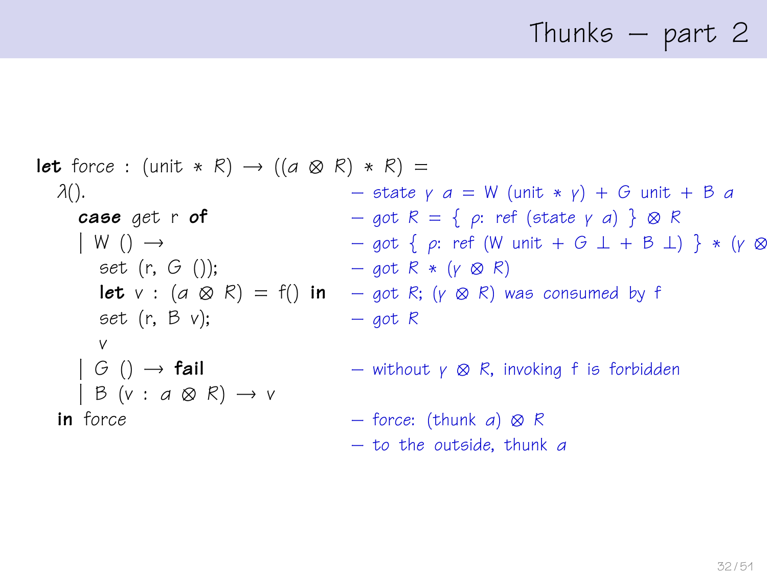# Thunks — part 2

```
let force : (unit * R) → ((a ⊗ R) * R) =
  λ().                              — state γ a = W (unit * γ) + G unit + B a
    case get r of                   — got R = { ρ: ref (state γ a) } ⊗ R
    | W () →                        — got { ρ: ref (W unit + G ⊥ + B ⊥) } * (γ ⊗
      set (r, G ());                — got R * (γ ⊗ R)
      let v : (a ⊗ R) = f() in      — got R; (γ ⊗ R) was consumed by f
      set (r, B v);                 — got R
      v
    | G () → fail                   — without γ ⊗ R, invoking f is forbidden
    | B (v : a ⊗ R) → v
  in force                          — force: (thunk a) ⊗ R
                                    — to the outside, thunk a
```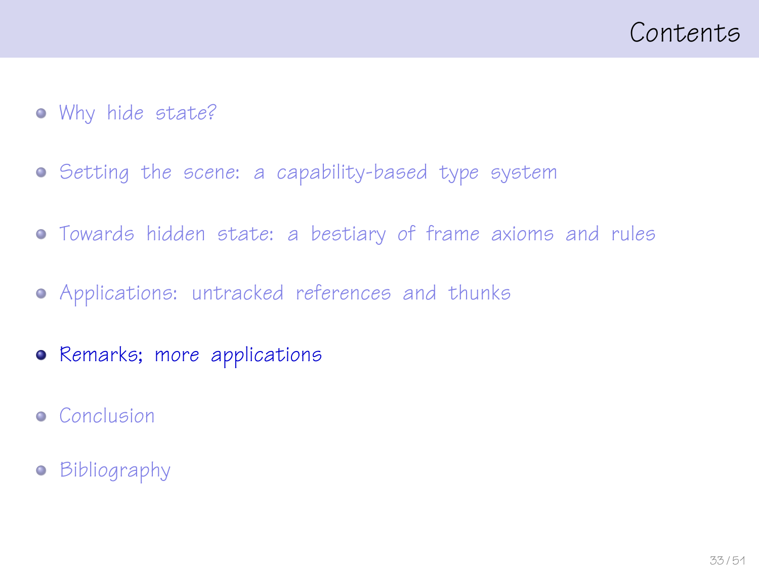# Contents

- Why hide state?
- Setting the scene: a capability-based type system
- Towards hidden state: a bestiary of frame axioms and rules
- Applications: untracked references and thunks
- **Remarks; more applications**
- Conclusion
- Bibliography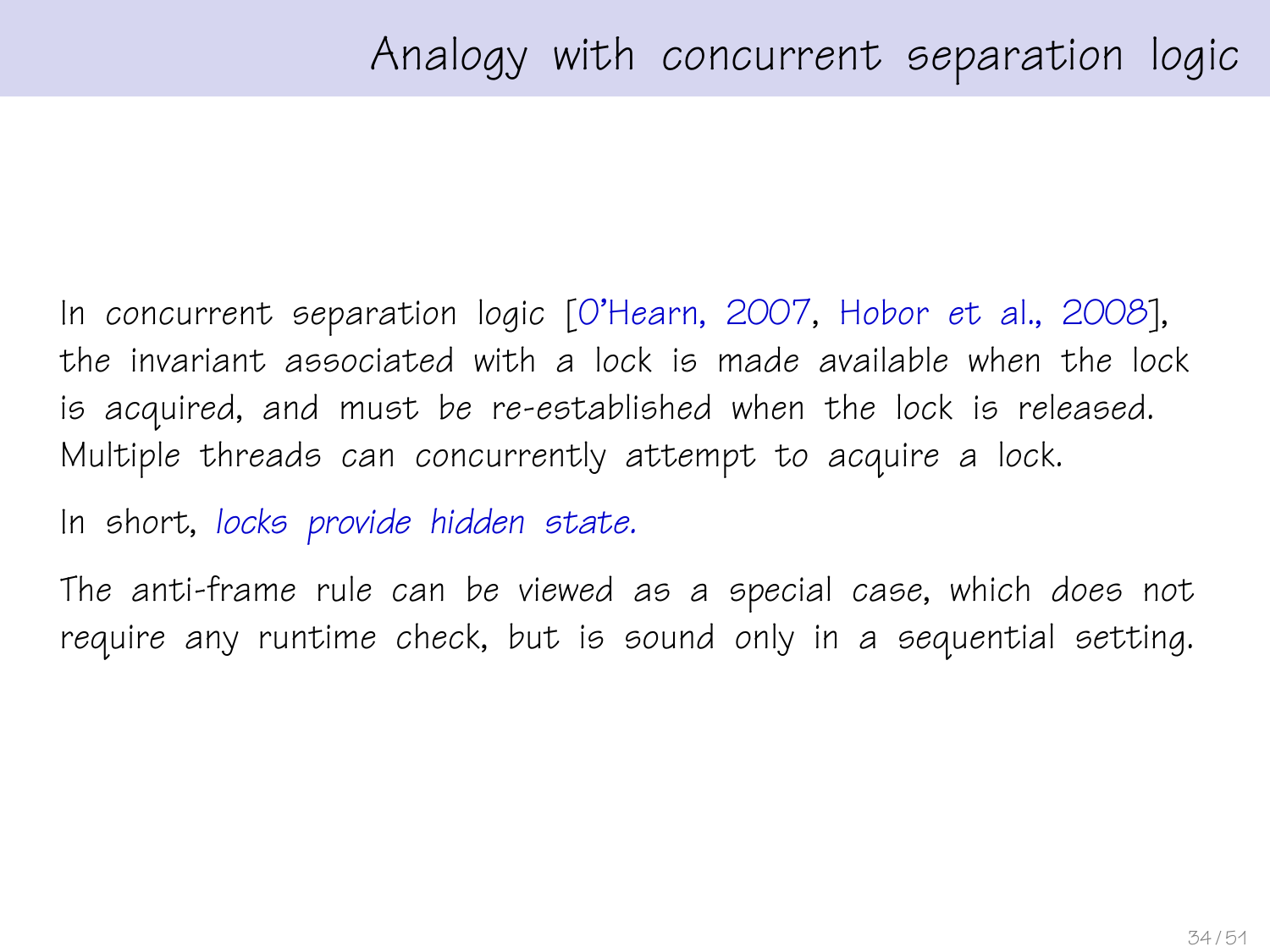# Analogy with concurrent separation logic

In *concurrent* separation logic [O'Hearn, 2007, Hobor *et al.*, 2008], the invariant associated with a lock is made available when the lock is acquired, and must be re-established when the lock is released. Multiple threads can concurrently attempt to acquire a lock.

In short, *locks provide hidden state.*

The anti-frame rule can be viewed as a special case, which *does not* require any runtime check, but is sound only in a sequential setting.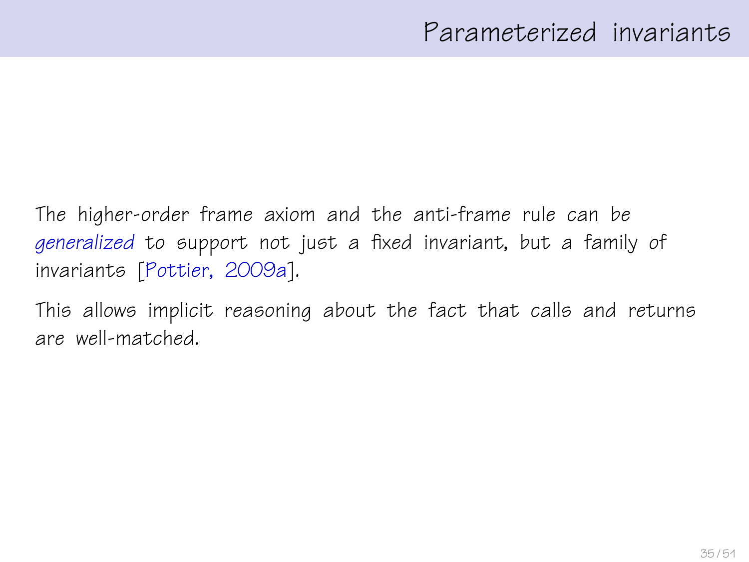# Parameterized invariants

The higher-order frame axiom and the anti-frame rule can be *generalized* to support not just a fixed invariant, but a family of invariants [Pottier, 2009a].

This allows implicit reasoning about the fact that calls and returns are well-matched.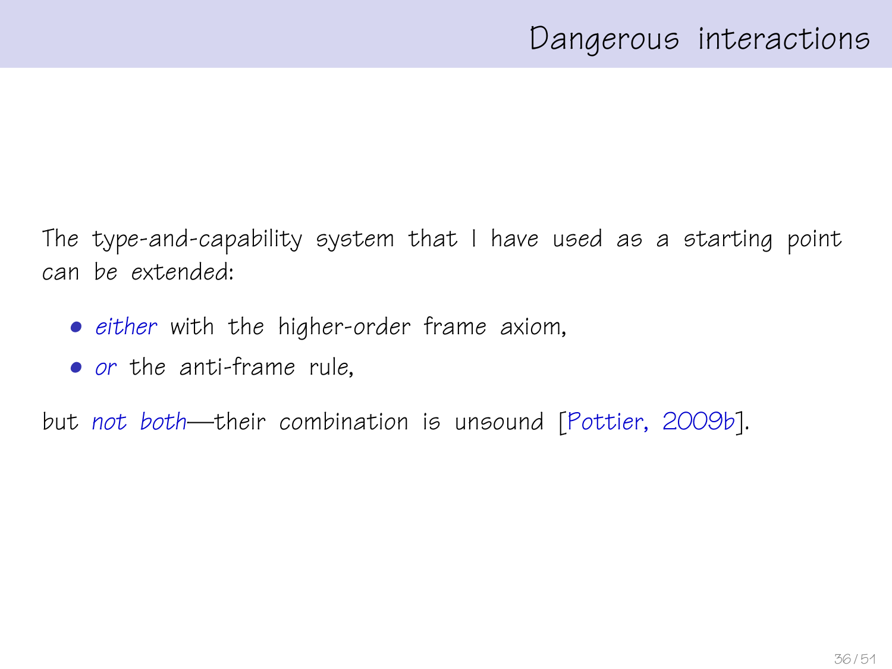# Dangerous interactions

The type-and-capability system that I have used as a starting point can be extended:

- *either* with the higher-order frame axiom,
- *or* the anti-frame rule,

but *not both*—their combination is unsound [Pottier, 2009b].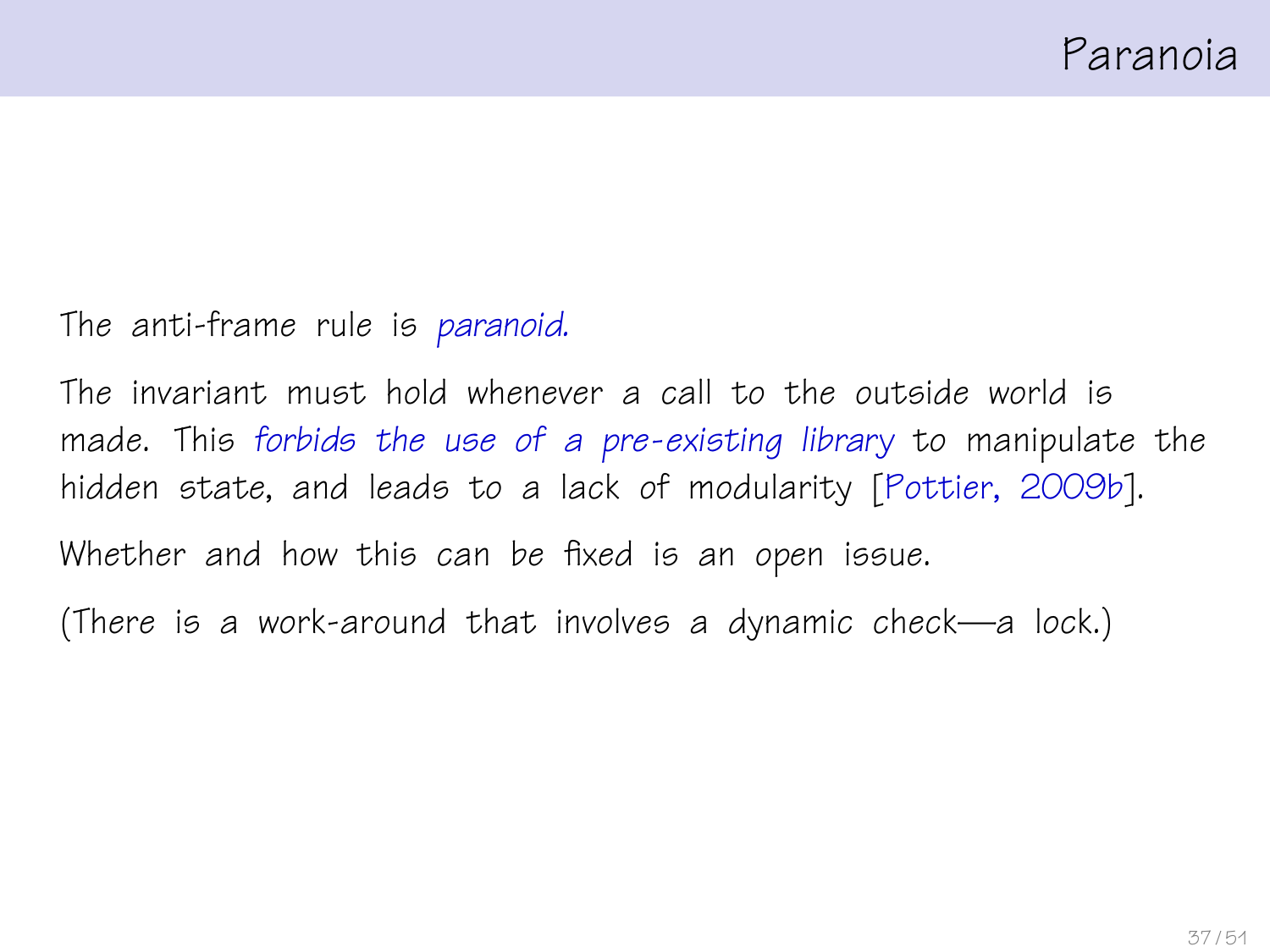# Paranoia

The anti-frame rule is *paranoid.*

The invariant must hold whenever a call to the outside world is made. This *forbids the use of a pre-existing library* to manipulate the hidden state, and leads to a lack of modularity [Pottier, 2009b].

Whether and how this can be fixed is an open issue.

(There is a work-around that involves a dynamic check—a lock.)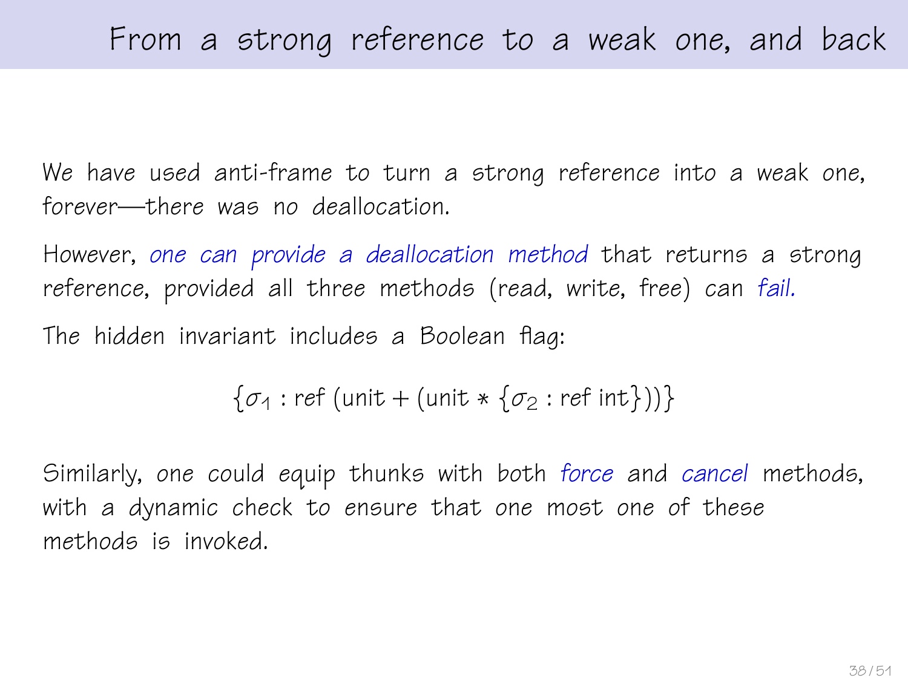# From a strong reference to a weak one, and back

We have used anti-frame to turn a strong reference into a weak one, forever—there was no deallocation.

However, *one can provide a deallocation method* that returns a strong reference, provided all three methods (read, write, free) can *fail.*

The hidden invariant includes a Boolean flag:

$$\{\sigma_1 : \mathsf{ref}\ (\mathsf{unit} + (\mathsf{unit} * \{\sigma_2 : \mathsf{ref}\ \mathsf{int}\}))\}$$

Similarly, one could equip thunks with both *force* and *cancel* methods, with a dynamic check to ensure that one most one of these methods is invoked.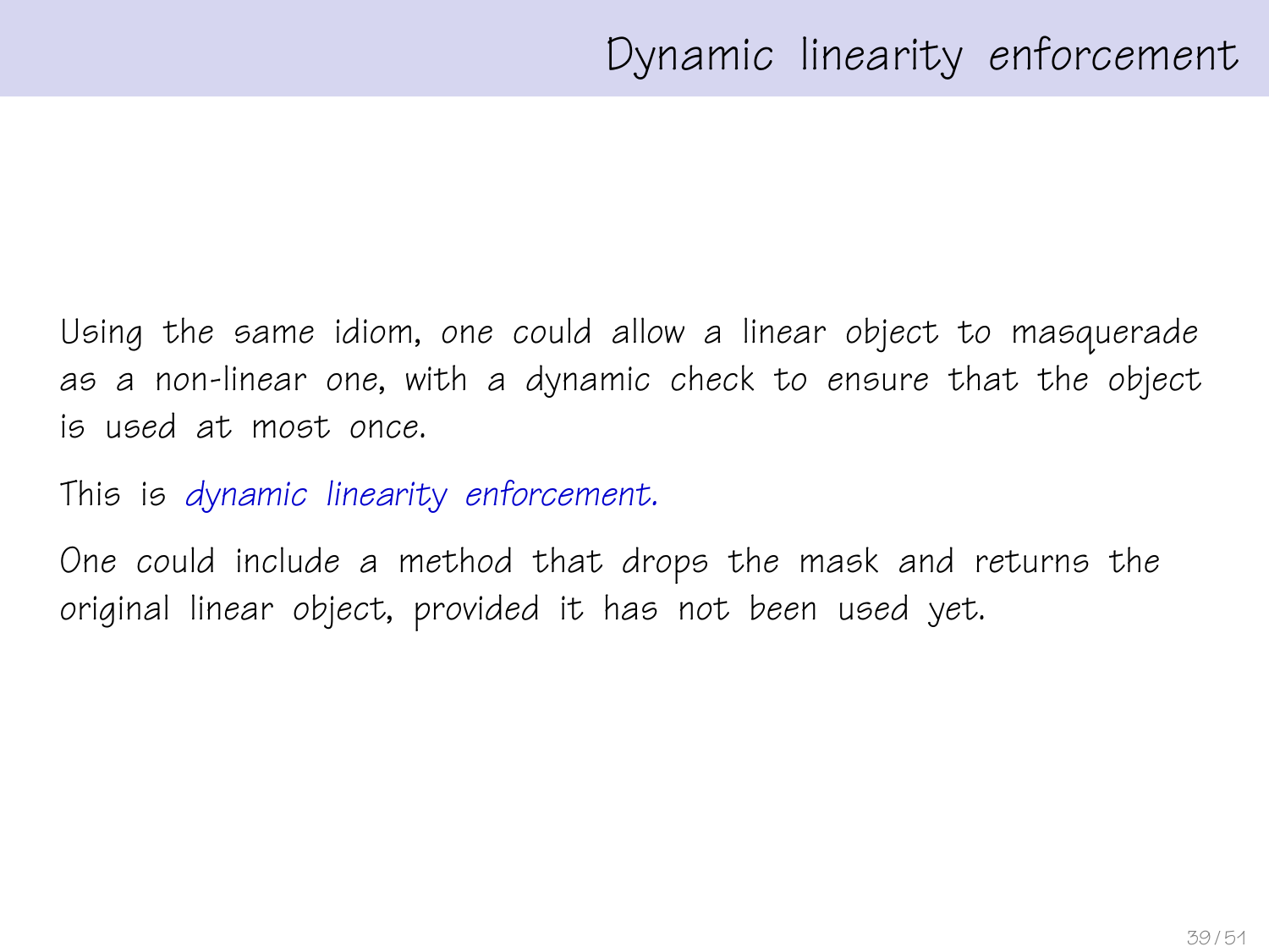# Dynamic linearity enforcement

Using the same idiom, one could allow a linear object to masquerade as a non-linear one, with a dynamic check to ensure that the object is used at most once.

This is *dynamic linearity enforcement.*

One could include a method that drops the mask and returns the original linear object, provided it has not been used yet.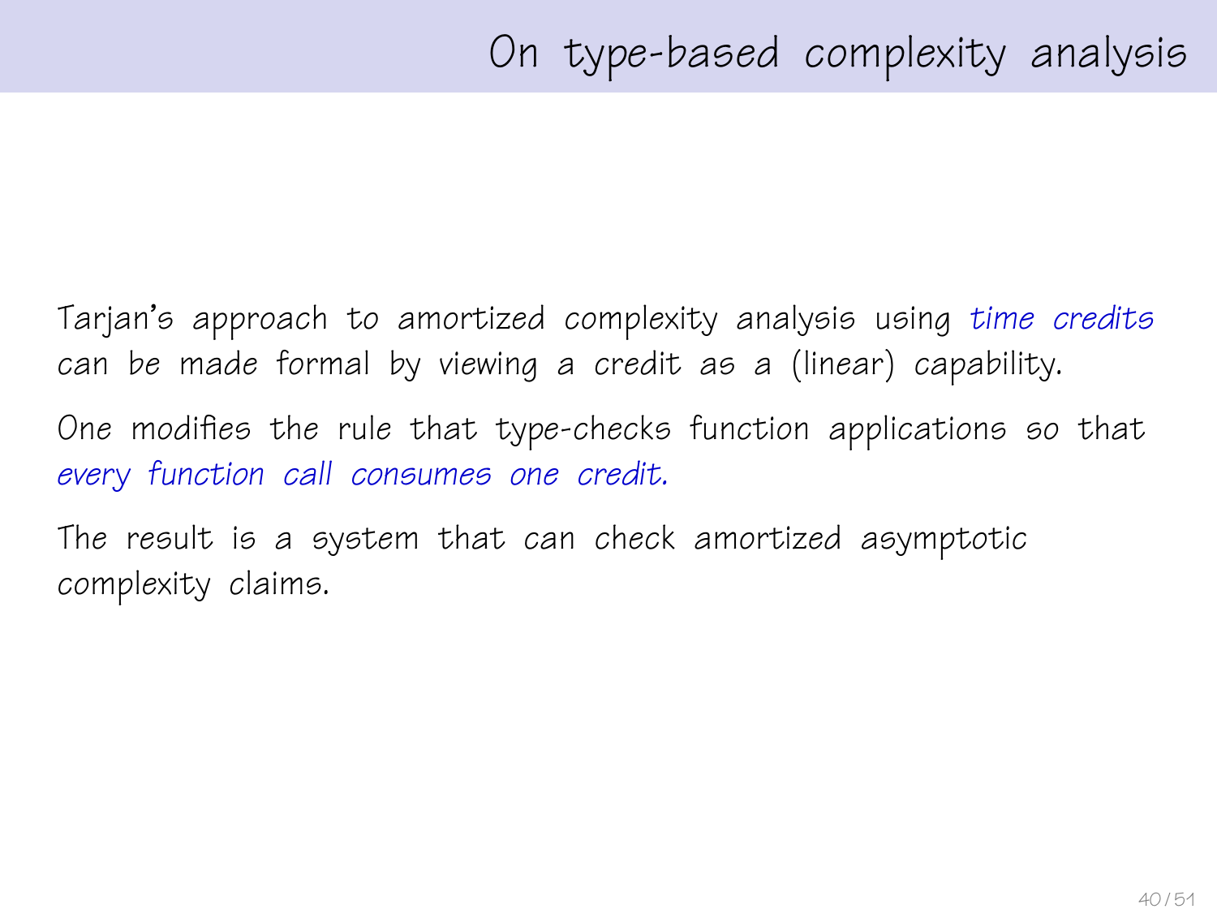# On type-based complexity analysis

Tarjan's approach to amortized complexity analysis using *time credits* can be made formal by viewing a credit as a (linear) capability.

One modifies the rule that type-checks function applications so that *every function call consumes one credit.*

The result is a system that can check amortized asymptotic complexity claims.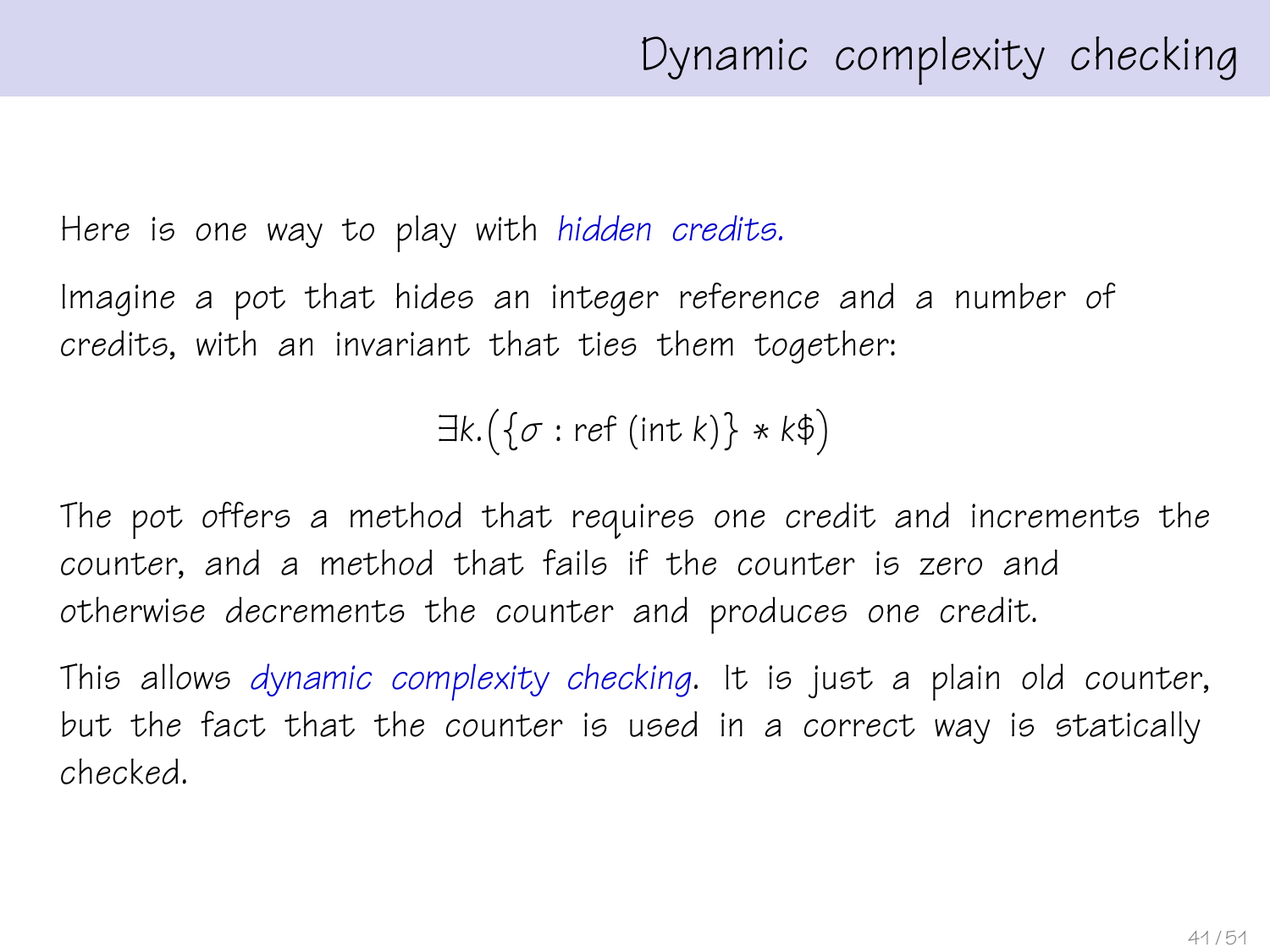# Dynamic complexity checking

Here is one way to play with *hidden credits.*

Imagine a pot that hides an integer reference and a number of credits, with an invariant that ties them together:

$$\exists k.\big(\{\sigma : \mathsf{ref}\ (\mathsf{int}\ k)\} * k\$\big)$$

The pot offers a method that requires one credit and increments the counter, and a method that fails if the counter is zero and otherwise decrements the counter and produces one credit.

This allows *dynamic complexity checking*. It is just a plain old counter, but the fact that the counter is used in a correct way is statically checked.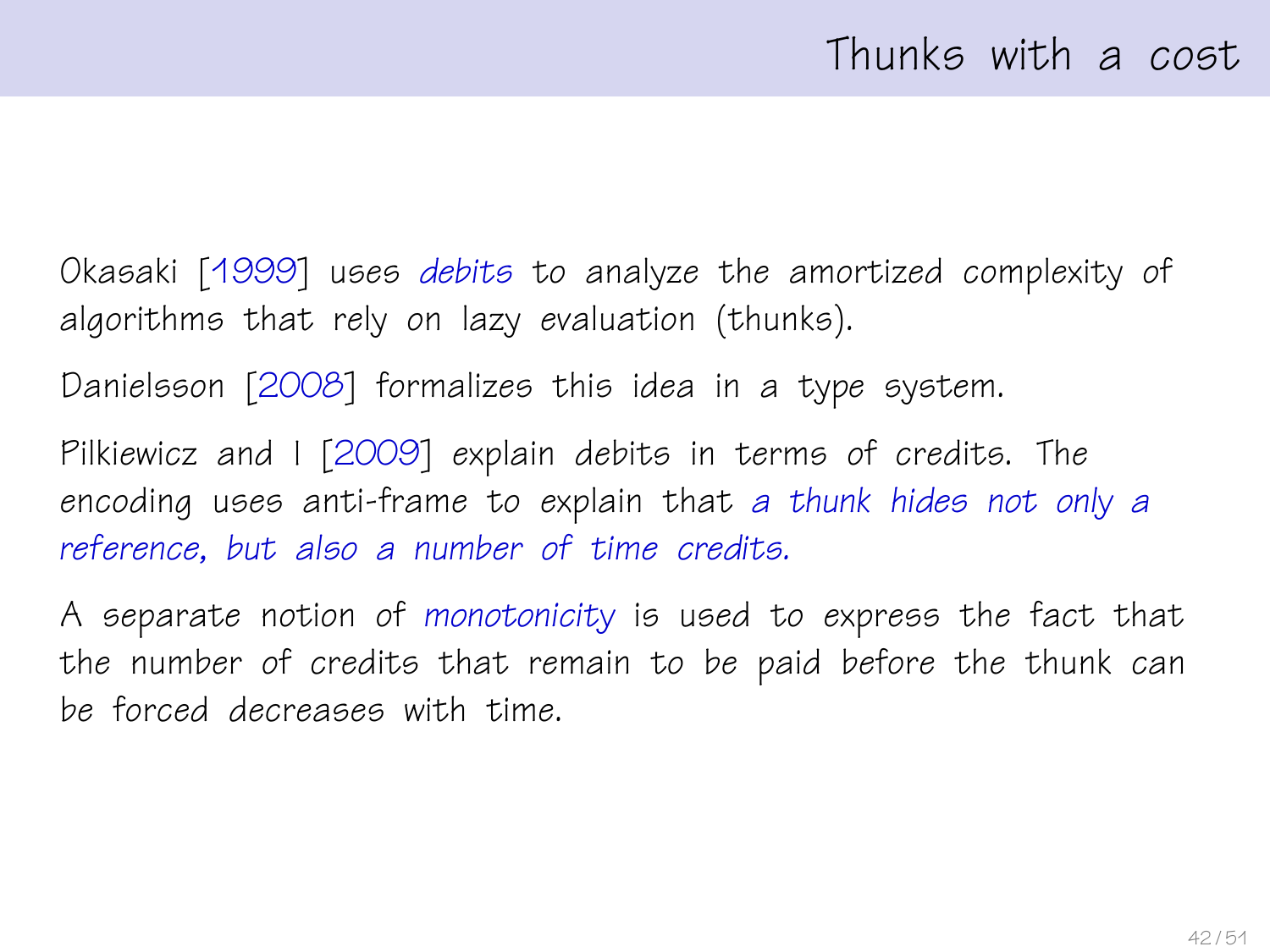# Thunks with a cost

Okasaki [1999] uses *debits* to analyze the amortized complexity of algorithms that rely on lazy evaluation (thunks).

Danielsson [2008] formalizes this idea in a type system.

Pilkiewicz and I [2009] explain debits in terms of credits. The encoding uses anti-frame to explain that *a thunk hides not only a reference, but also a number of time credits.*

A separate notion of *monotonicity* is used to express the fact that the number of credits that remain to be paid before the thunk can be forced decreases with time.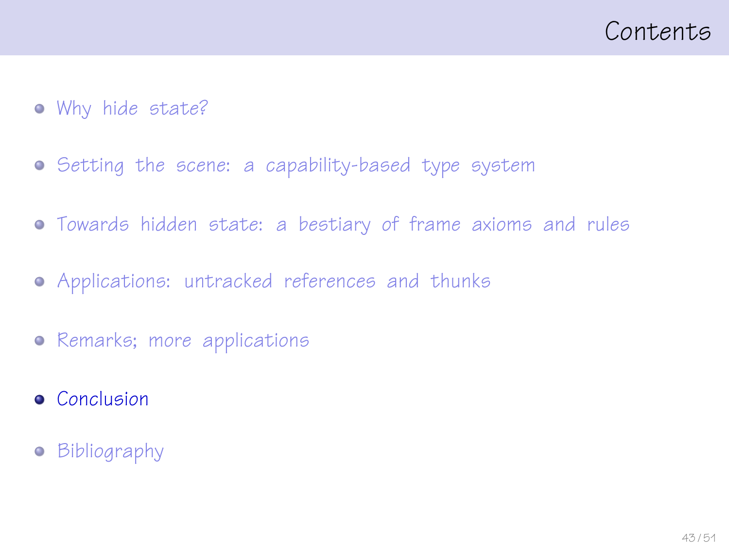# Contents

- Why hide state?
- Setting the scene: a capability-based type system
- Towards hidden state: a bestiary of frame axioms and rules
- Applications: untracked references and thunks
- Remarks; more applications
- **Conclusion**
- Bibliography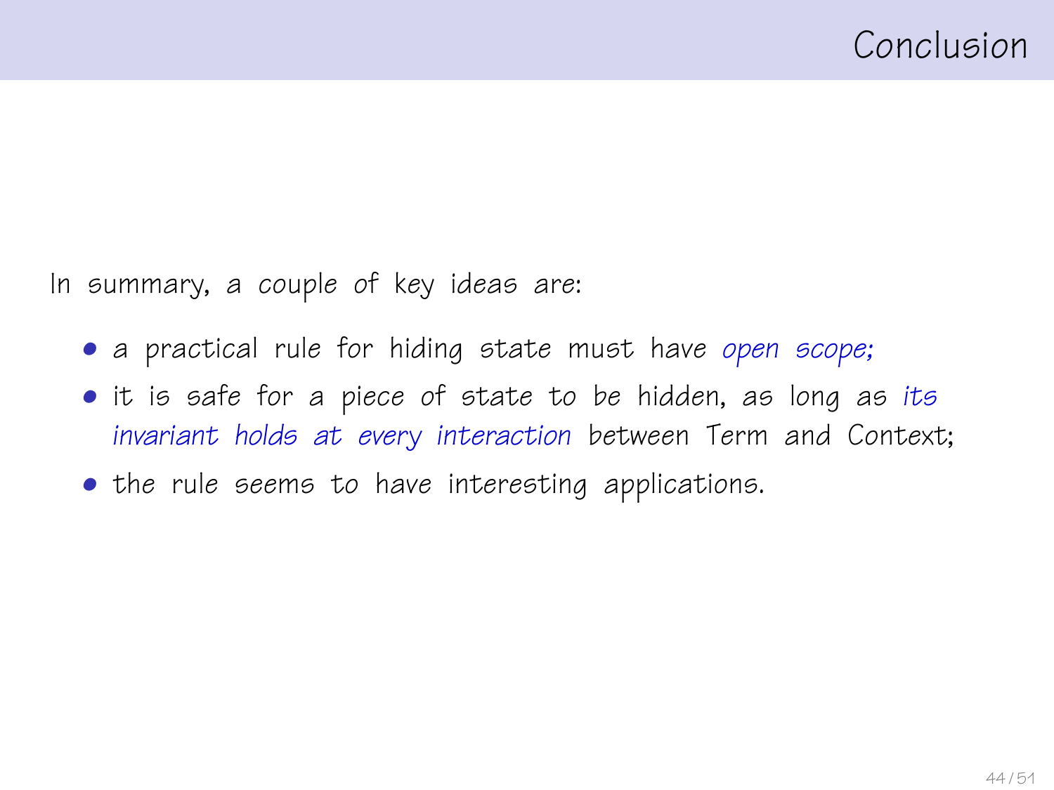# Conclusion

In summary, a couple of key ideas are:

- a practical rule for hiding state must have *open scope;*
- it is safe for a piece of state to be hidden, as long as *its invariant holds at every interaction* between Term and Context;
- the rule seems to have interesting applications.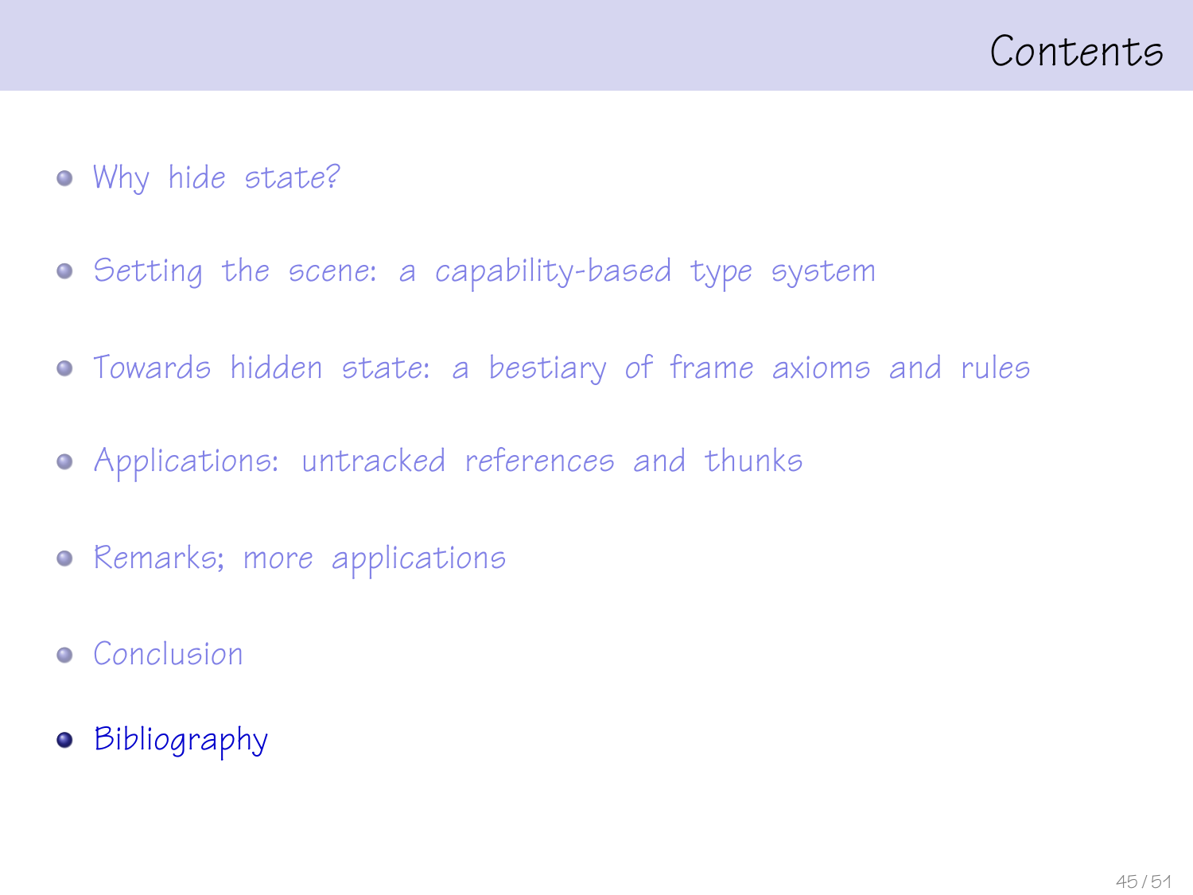# Contents

- Why hide state?
- Setting the scene: a capability-based type system
- Towards hidden state: a bestiary of frame axioms and rules
- Applications: untracked references and thunks
- Remarks; more applications
- Conclusion
- **Bibliography**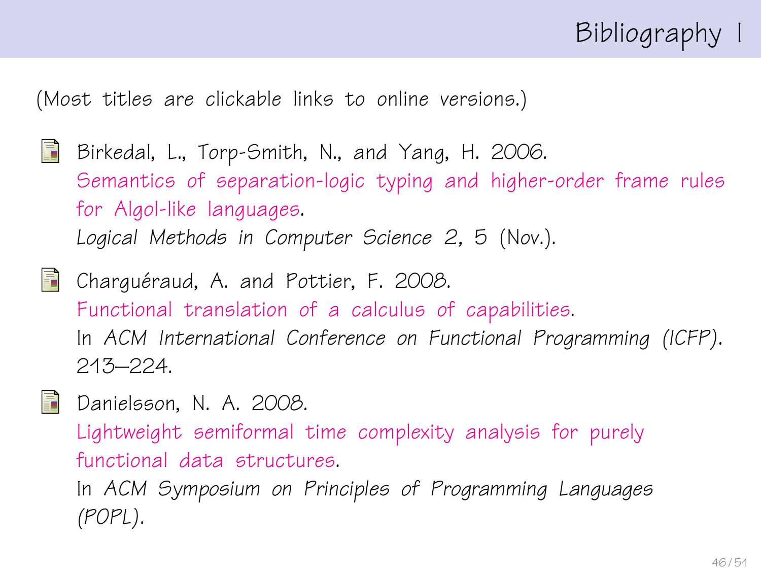# Bibliography I

(Most titles are clickable links to online versions.)

- Birkedal, L., Torp-Smith, N., and Yang, H. 2006.
  Semantics of separation-logic typing and higher-order frame rules for Algol-like languages.
  *Logical Methods in Computer Science 2*, 5 (Nov.).

- Charguéraud, A. and Pottier, F. 2008.
  Functional translation of a calculus of capabilities.
  In *ACM International Conference on Functional Programming (ICFP)*. 213–224.

- Danielsson, N. A. 2008.
  Lightweight semiformal time complexity analysis for purely functional data structures.
  In *ACM Symposium on Principles of Programming Languages (POPL)*.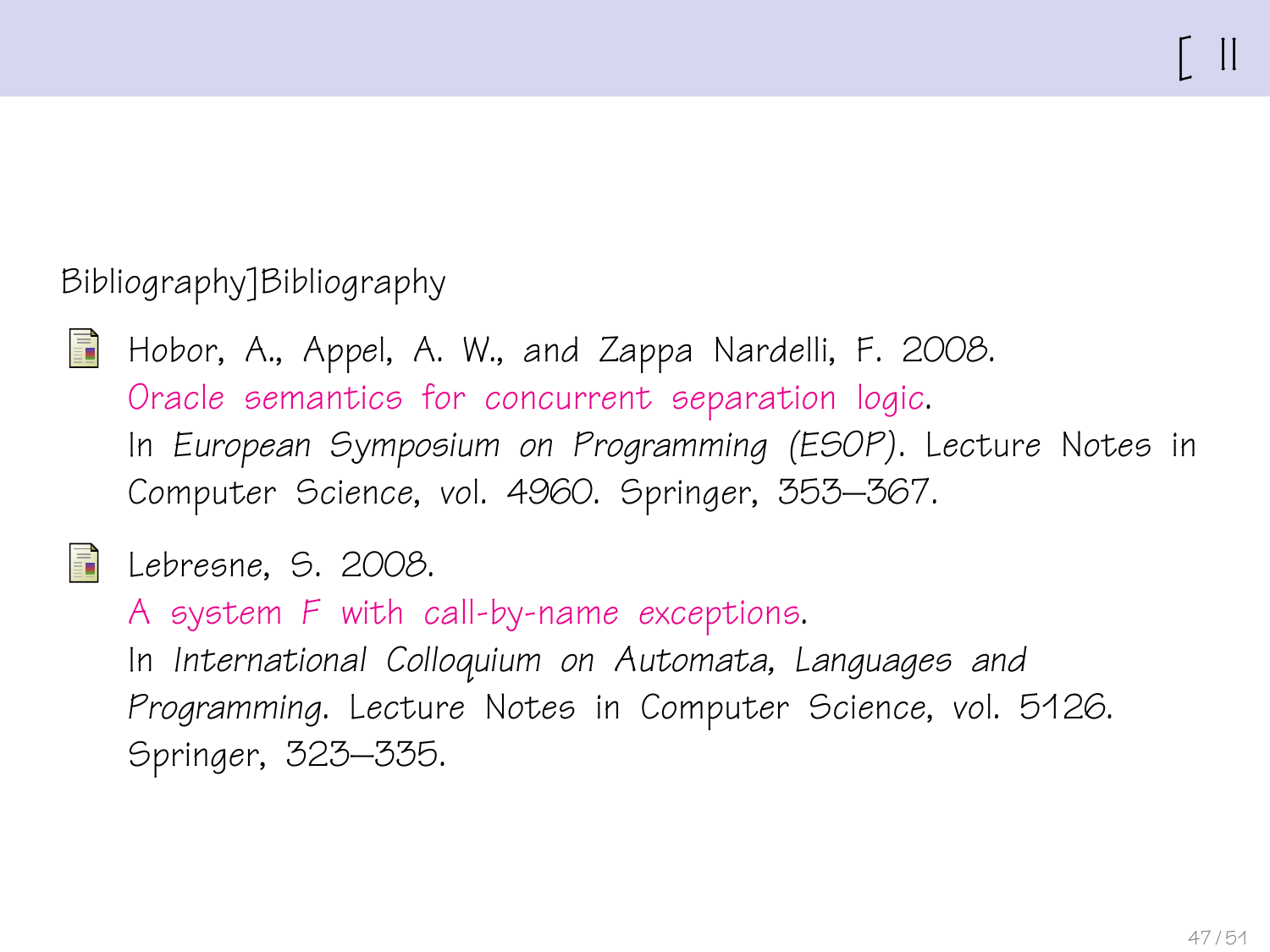Bibliography]Bibliography

- Hobor, A., Appel, A. W., and Zappa Nardelli, F. 2008.
  Oracle semantics for concurrent separation logic.
  In *European Symposium on Programming (ESOP)*. Lecture Notes in Computer Science, vol. 4960. Springer, 353–367.

- Lebresne, S. 2008.
  A system F with call-by-name exceptions.
  In *International Colloquium on Automata, Languages and Programming*. Lecture Notes in Computer Science, vol. 5126. Springer, 323–335.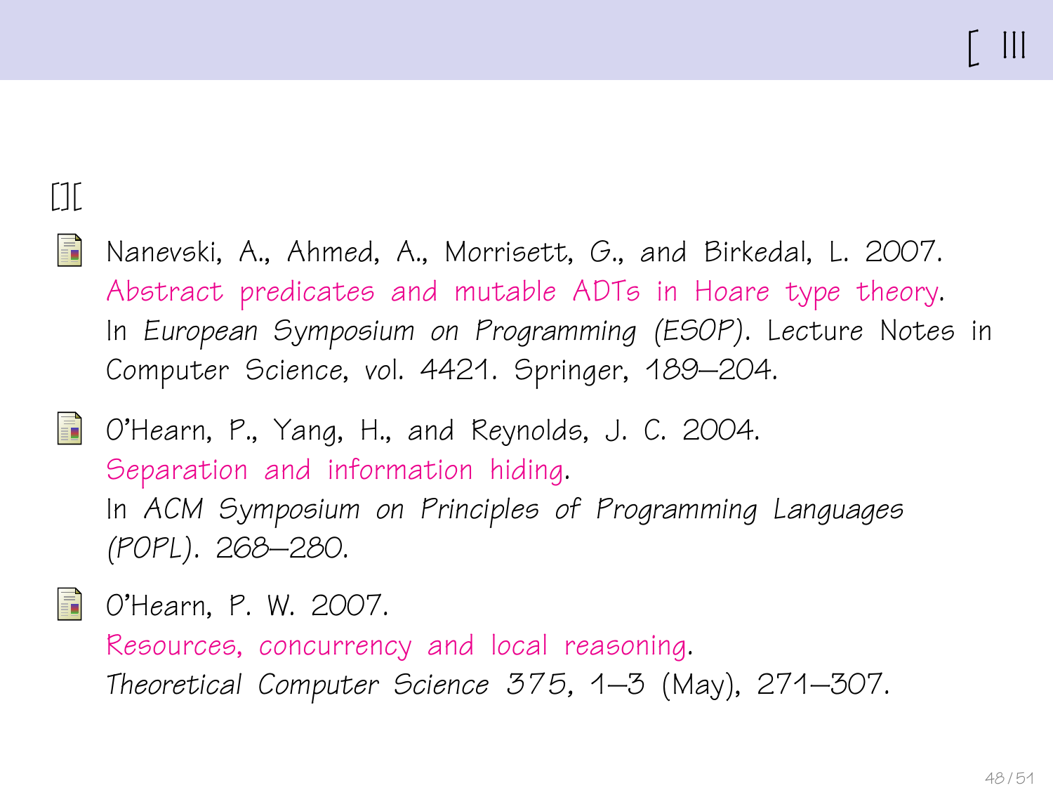# [ III

[][

- Nanevski, A., Ahmed, A., Morrisett, G., and Birkedal, L. 2007. Abstract predicates and mutable ADTs in Hoare type theory. In *European Symposium on Programming (ESOP)*. Lecture Notes in Computer Science, vol. 4421. Springer, 189–204.

- O'Hearn, P., Yang, H., and Reynolds, J. C. 2004. Separation and information hiding. In *ACM Symposium on Principles of Programming Languages (POPL)*. 268–280.

- O'Hearn, P. W. 2007. Resources, concurrency and local reasoning. *Theoretical Computer Science 375,* 1–3 (May), 271–307.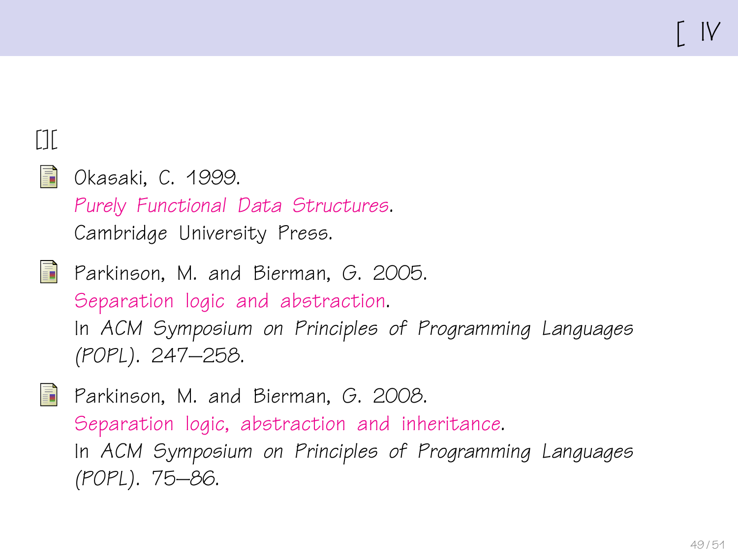# [ IV

[][

- Okasaki, C. 1999.
  Purely Functional Data Structures.
  Cambridge University Press.

- Parkinson, M. and Bierman, G. 2005.
  Separation logic and abstraction.
  In *ACM Symposium on Principles of Programming Languages (POPL)*. 247–258.

- Parkinson, M. and Bierman, G. 2008.
  Separation logic, abstraction and inheritance.
  In *ACM Symposium on Principles of Programming Languages (POPL)*. 75–86.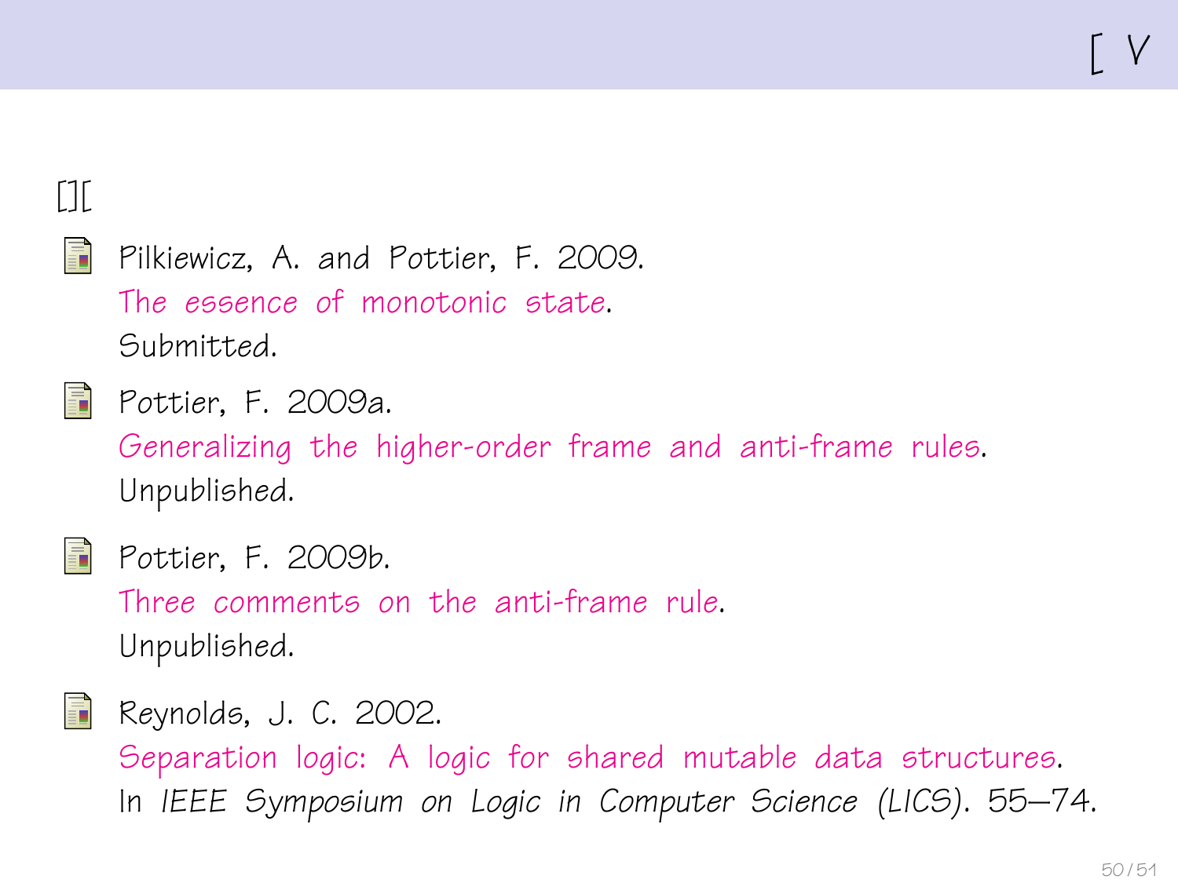[ V

[][

- Pilkiewicz, A. and Pottier, F. 2009.
  The essence of monotonic state.
  Submitted.

- Pottier, F. 2009a.
  Generalizing the higher-order frame and anti-frame rules.
  Unpublished.

- Pottier, F. 2009b.
  Three comments on the anti-frame rule.
  Unpublished.

- Reynolds, J. C. 2002.
  Separation logic: A logic for shared mutable data structures.
  In *IEEE Symposium on Logic in Computer Science (LICS)*. 55–74.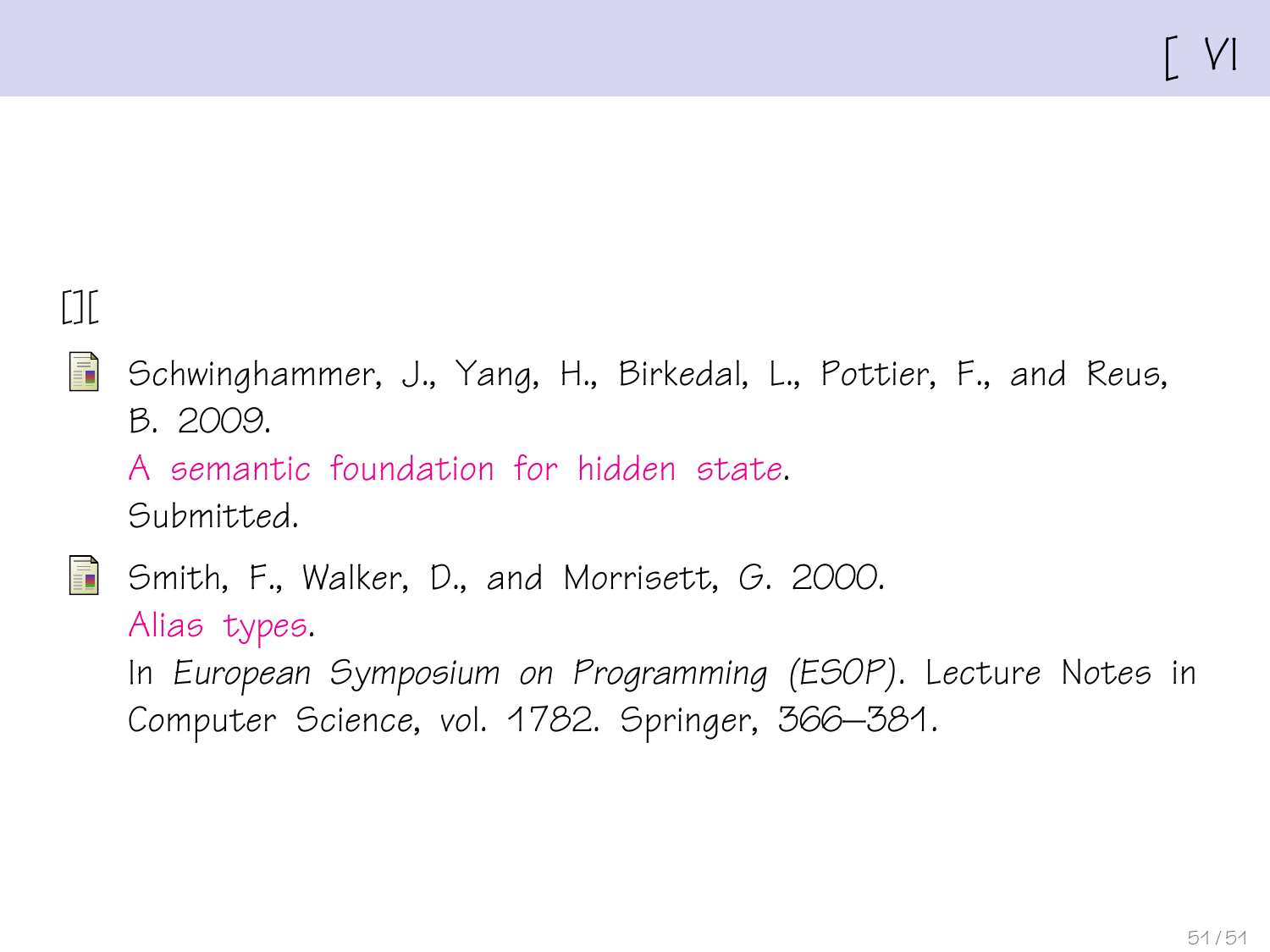[]

Schwinghammer, J., Yang, H., Birkedal, L., Pottier, F., and Reus, B. 2009.
A semantic foundation for hidden state.
Submitted.

Smith, F., Walker, D., and Morrisett, G. 2000.
Alias types.
In *European Symposium on Programming (ESOP)*. Lecture Notes in Computer Science, vol. 1782. Springer, 366–381.